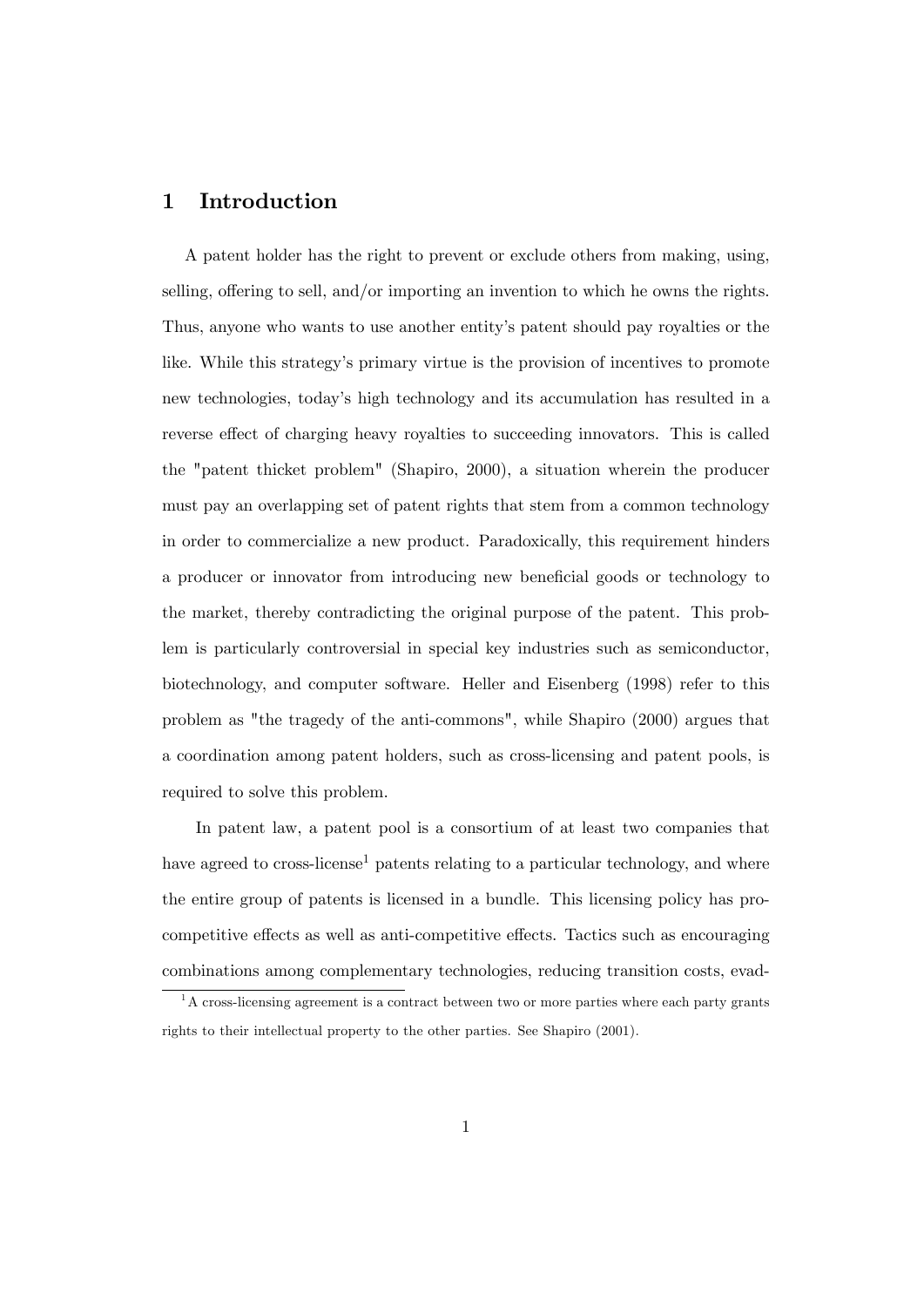## 1 Introduction

A patent holder has the right to prevent or exclude others from making, using, selling, offering to sell, and/or importing an invention to which he owns the rights. Thus, anyone who wants to use another entity's patent should pay royalties or the like. While this strategy's primary virtue is the provision of incentives to promote new technologies, today's high technology and its accumulation has resulted in a reverse effect of charging heavy royalties to succeeding innovators. This is called the "patent thicket problem" (Shapiro, 2000), a situation wherein the producer must pay an overlapping set of patent rights that stem from a common technology in order to commercialize a new product. Paradoxically, this requirement hinders a producer or innovator from introducing new beneficial goods or technology to the market, thereby contradicting the original purpose of the patent. This problem is particularly controversial in special key industries such as semiconductor, biotechnology, and computer software. Heller and Eisenberg (1998) refer to this problem as "the tragedy of the anti-commons", while Shapiro (2000) argues that a coordination among patent holders, such as cross-licensing and patent pools, is required to solve this problem.

In patent law, a patent pool is a consortium of at least two companies that have agreed to cross-license[1] patents relating to a particular technology, and where the entire group of patents is licensed in a bundle. This licensing policy has pro-competitive effects as well as anti-competitive effects. Tactics such as encouraging combinations among complementary technologies, reducing transition costs, evad-

[1] A cross-licensing agreement is a contract between two or more parties where each party grants rights to their intellectual property to the other parties. See Shapiro (2001).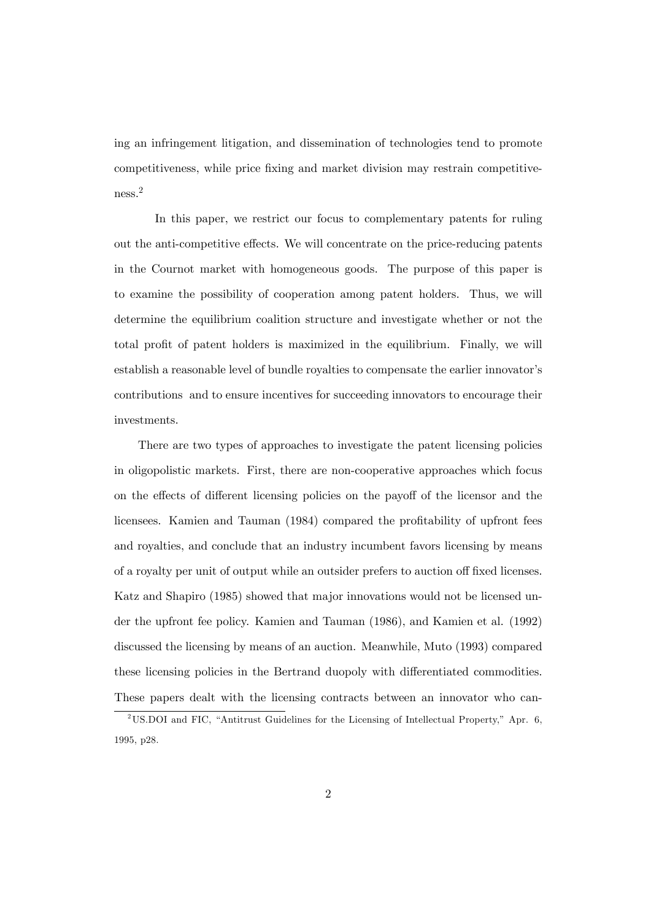ing an infringement litigation, and dissemination of technologies tend to promote competitiveness, while price fixing and market division may restrain competitiveness.[2]

In this paper, we restrict our focus to complementary patents for ruling out the anti-competitive effects. We will concentrate on the price-reducing patents in the Cournot market with homogeneous goods. The purpose of this paper is to examine the possibility of cooperation among patent holders. Thus, we will determine the equilibrium coalition structure and investigate whether or not the total profit of patent holders is maximized in the equilibrium. Finally, we will establish a reasonable level of bundle royalties to compensate the earlier innovator's contributions and to ensure incentives for succeeding innovators to encourage their investments.

There are two types of approaches to investigate the patent licensing policies in oligopolistic markets. First, there are non-cooperative approaches which focus on the effects of different licensing policies on the payoff of the licensor and the licensees. Kamien and Tauman (1984) compared the profitability of upfront fees and royalties, and conclude that an industry incumbent favors licensing by means of a royalty per unit of output while an outsider prefers to auction off fixed licenses. Katz and Shapiro (1985) showed that major innovations would not be licensed under the upfront fee policy. Kamien and Tauman (1986), and Kamien et al. (1992) discussed the licensing by means of an auction. Meanwhile, Muto (1993) compared these licensing policies in the Bertrand duopoly with differentiated commodities. These papers dealt with the licensing contracts between an innovator who can-

[2] US.DOI and FIC, "Antitrust Guidelines for the Licensing of Intellectual Property," Apr. 6, 1995, p28.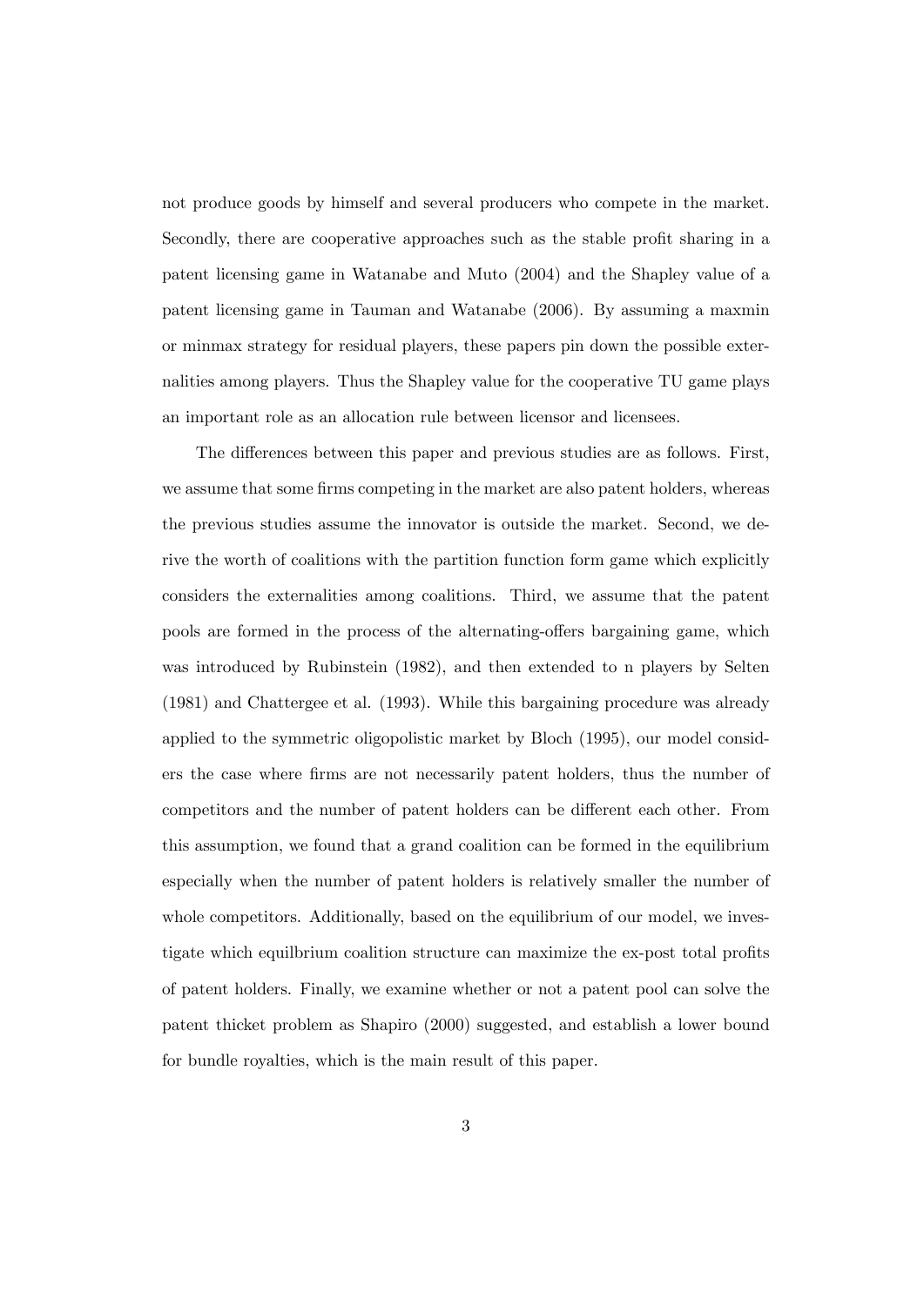not produce goods by himself and several producers who compete in the market. Secondly, there are cooperative approaches such as the stable profit sharing in a patent licensing game in Watanabe and Muto (2004) and the Shapley value of a patent licensing game in Tauman and Watanabe (2006). By assuming a maxmin or minmax strategy for residual players, these papers pin down the possible externalities among players. Thus the Shapley value for the cooperative TU game plays an important role as an allocation rule between licensor and licensees.

The differences between this paper and previous studies are as follows. First, we assume that some firms competing in the market are also patent holders, whereas the previous studies assume the innovator is outside the market. Second, we derive the worth of coalitions with the partition function form game which explicitly considers the externalities among coalitions. Third, we assume that the patent pools are formed in the process of the alternating-offers bargaining game, which was introduced by Rubinstein (1982), and then extended to n players by Selten (1981) and Chattergee et al. (1993). While this bargaining procedure was already applied to the symmetric oligopolistic market by Bloch (1995), our model considers the case where firms are not necessarily patent holders, thus the number of competitors and the number of patent holders can be different each other. From this assumption, we found that a grand coalition can be formed in the equilibrium especially when the number of patent holders is relatively smaller the number of whole competitors. Additionally, based on the equilibrium of our model, we investigate which equilbrium coalition structure can maximize the ex-post total profits of patent holders. Finally, we examine whether or not a patent pool can solve the patent thicket problem as Shapiro (2000) suggested, and establish a lower bound for bundle royalties, which is the main result of this paper.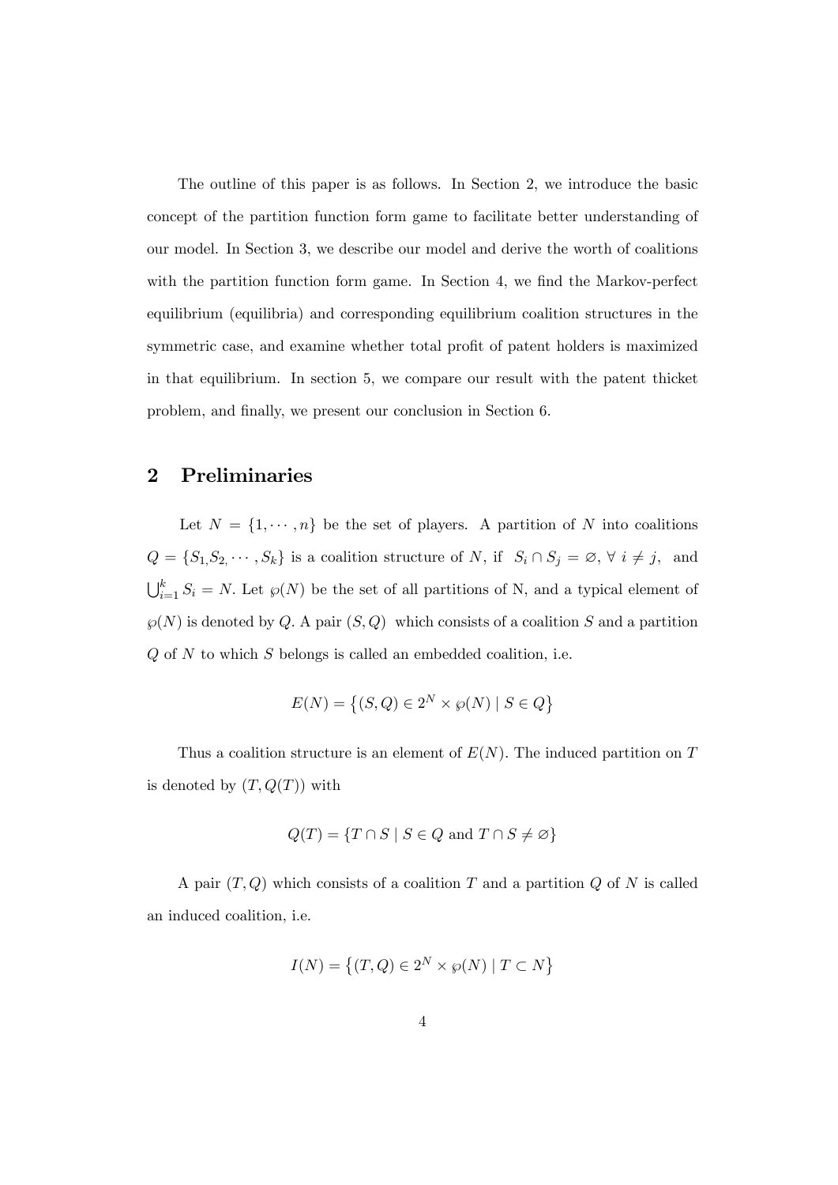The outline of this paper is as follows. In Section 2, we introduce the basic concept of the partition function form game to facilitate better understanding of our model. In Section 3, we describe our model and derive the worth of coalitions with the partition function form game. In Section 4, we find the Markov-perfect equilibrium (equilibria) and corresponding equilibrium coalition structures in the symmetric case, and examine whether total profit of patent holders is maximized in that equilibrium. In section 5, we compare our result with the patent thicket problem, and finally, we present our conclusion in Section 6.

## 2 Preliminaries

Let $N = \{1, \cdots, n\}$ be the set of players. A partition of $N$ into coalitions $Q = \{S_1, S_2, \cdots, S_k\}$ is a coalition structure of $N$, if $S_i \cap S_j = \varnothing, \ \forall \ i \neq j,$ and $\bigcup_{i=1}^{k} S_i = N$. Let $\wp(N)$ be the set of all partitions of N, and a typical element of $\wp(N)$ is denoted by $Q$. A pair $(S, Q)$ which consists of a coalition $S$ and a partition $Q$ of $N$ to which $S$ belongs is called an embedded coalition, i.e.

$$E(N) = \left\{(S, Q) \in 2^N \times \wp(N) \mid S \in Q\right\}$$

Thus a coalition structure is an element of $E(N)$. The induced partition on $T$ is denoted by $(T, Q(T))$ with

$$Q(T) = \{T \cap S \mid S \in Q \text{ and } T \cap S \neq \varnothing\}$$

A pair $(T, Q)$ which consists of a coalition $T$ and a partition $Q$ of $N$ is called an induced coalition, i.e.

$$I(N) = \left\{(T, Q) \in 2^N \times \wp(N) \mid T \subset N\right\}$$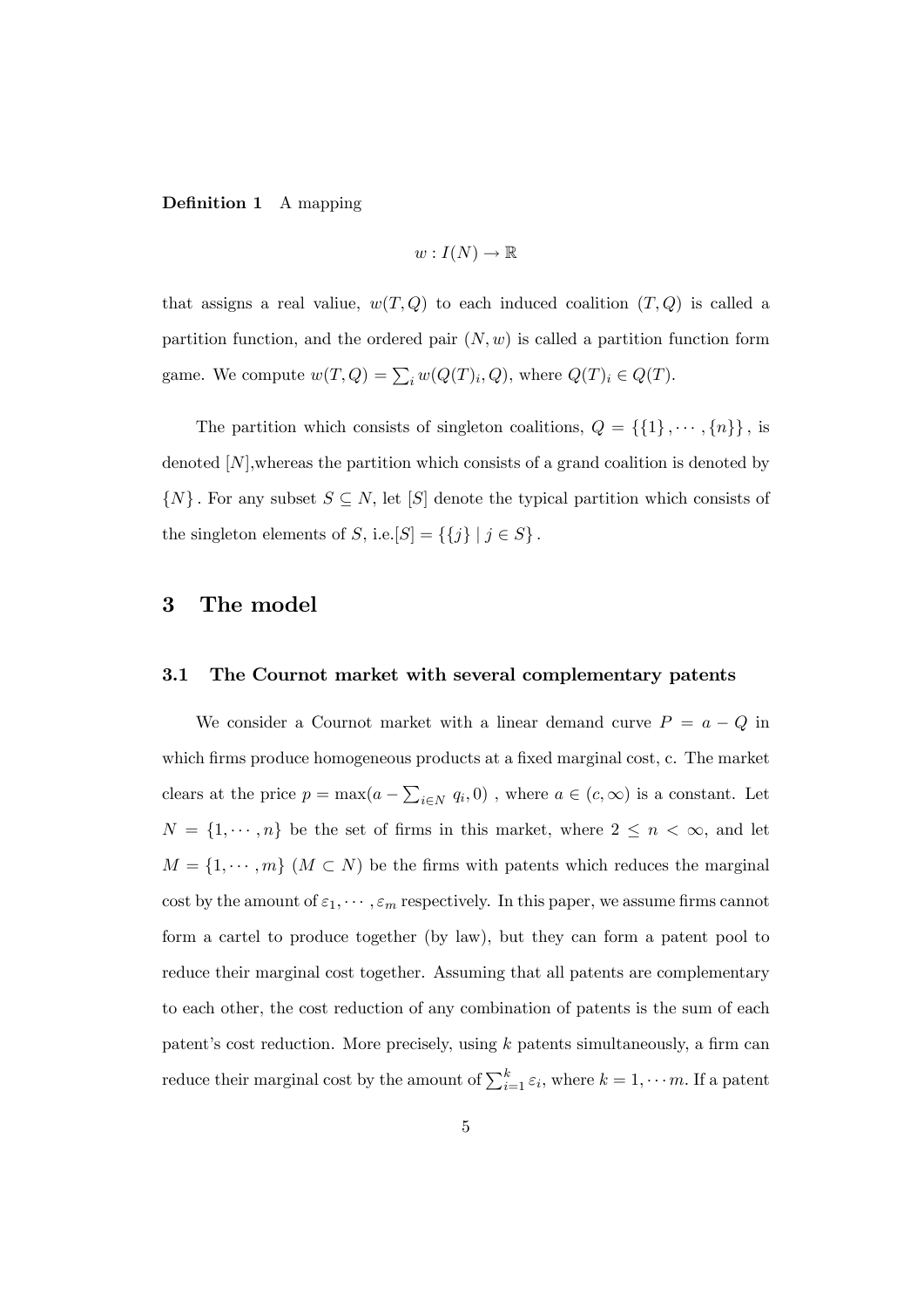**Definition 1** A mapping

$$w : I(N) \to \mathbb{R}$$

that assigns a real valiue, $w(T, Q)$ to each induced coalition $(T, Q)$ is called a partition function, and the ordered pair $(N, w)$ is called a partition function form game. We compute $w(T, Q) = \sum_i w(Q(T)_i, Q)$, where $Q(T)_i \in Q(T)$.

The partition which consists of singleton coalitions, $Q = \{\{1\}, \cdots, \{n\}\}$, is denoted $[N]$,whereas the partition which consists of a grand coalition is denoted by $\{N\}$. For any subset $S \subseteq N$, let $[S]$ denote the typical partition which consists of the singleton elements of $S$, i.e.$[S] = \{\{j\} \mid j \in S\}$.

# 3 The model

## 3.1 The Cournot market with several complementary patents

We consider a Cournot market with a linear demand curve $P = a - Q$ in which firms produce homogeneous products at a fixed marginal cost, c. The market clears at the price $p = \max(a - \sum_{i \in N} q_i, 0)$ , where $a \in (c, \infty)$ is a constant. Let $N = \{1, \cdots, n\}$ be the set of firms in this market, where $2 \leq n < \infty$, and let $M = \{1, \cdots, m\}$ ($M \subset N$) be the firms with patents which reduces the marginal cost by the amount of $\varepsilon_1, \cdots, \varepsilon_m$ respectively. In this paper, we assume firms cannot form a cartel to produce together (by law), but they can form a patent pool to reduce their marginal cost together. Assuming that all patents are complementary to each other, the cost reduction of any combination of patents is the sum of each patent's cost reduction. More precisely, using $k$ patents simultaneously, a firm can reduce their marginal cost by the amount of $\sum_{i=1}^{k} \varepsilon_i$, where $k = 1, \cdots m$. If a patent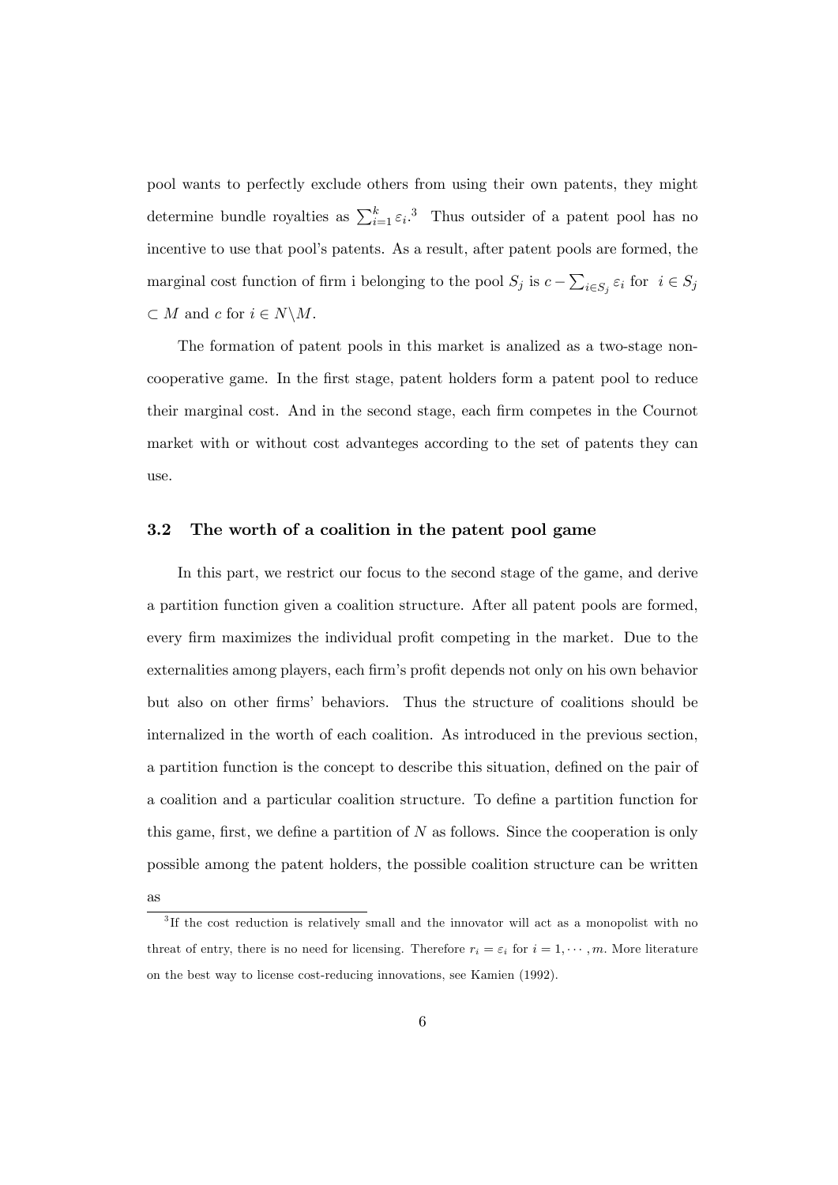pool wants to perfectly exclude others from using their own patents, they might determine bundle royalties as $\sum_{i=1}^{k} \varepsilon_i$.[3] Thus outsider of a patent pool has no incentive to use that pool's patents. As a result, after patent pools are formed, the marginal cost function of firm i belonging to the pool $S_j$ is $c - \sum_{i \in S_j} \varepsilon_i$ for $i \in S_j \subset M$ and $c$ for $i \in N \backslash M$.

The formation of patent pools in this market is analized as a two-stage non-cooperative game. In the first stage, patent holders form a patent pool to reduce their marginal cost. And in the second stage, each firm competes in the Cournot market with or without cost advanteges according to the set of patents they can use.

### 3.2 The worth of a coalition in the patent pool game

In this part, we restrict our focus to the second stage of the game, and derive a partition function given a coalition structure. After all patent pools are formed, every firm maximizes the individual profit competing in the market. Due to the externalities among players, each firm's profit depends not only on his own behavior but also on other firms' behaviors. Thus the structure of coalitions should be internalized in the worth of each coalition. As introduced in the previous section, a partition function is the concept to describe this situation, defined on the pair of a coalition and a particular coalition structure. To define a partition function for this game, first, we define a partition of $N$ as follows. Since the cooperation is only possible among the patent holders, the possible coalition structure can be written as

[3] If the cost reduction is relatively small and the innovator will act as a monopolist with no threat of entry, there is no need for licensing. Therefore $r_i = \varepsilon_i$ for $i = 1, \cdots, m$. More literature on the best way to license cost-reducing innovations, see Kamien (1992).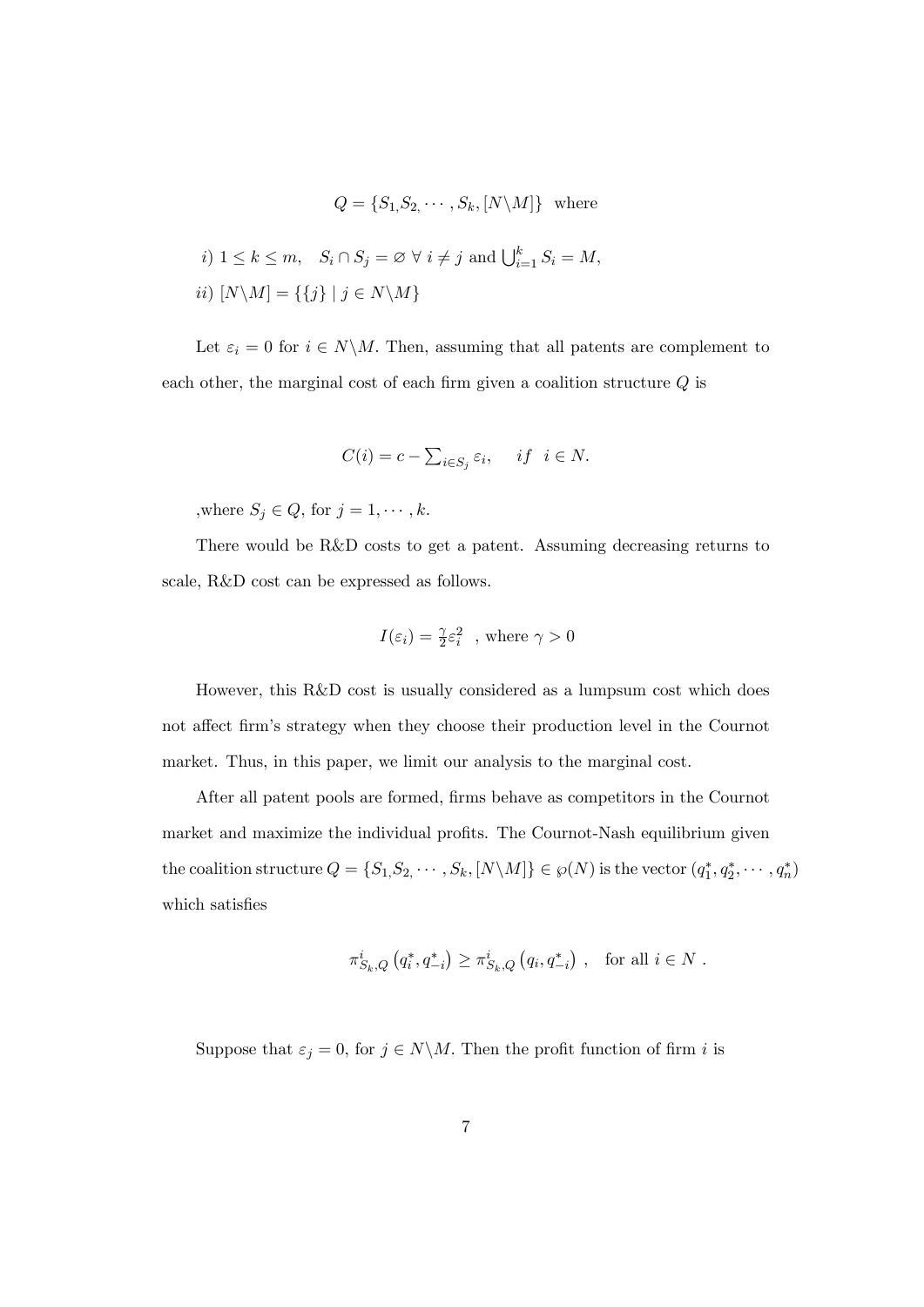$$Q = \{S_1, S_2, \cdots, S_k, [N \backslash M]\} \text{ where}$$

*i)* $1 \leq k \leq m, \quad S_i \cap S_j = \varnothing \ \forall \ i \neq j$ and $\bigcup_{i=1}^{k} S_i = M,$

*ii)* $[N \backslash M] = \{\{j\} \mid j \in N \backslash M\}$

Let $\varepsilon_i = 0$ for $i \in N \backslash M$. Then, assuming that all patents are complement to each other, the marginal cost of each firm given a coalition structure $Q$ is

$$C(i) = c - \sum_{i \in S_j} \varepsilon_i, \quad if \ \ i \in N.$$

,where $S_j \in Q$, for $j = 1, \cdots, k$.

There would be R&D costs to get a patent. Assuming decreasing returns to scale, R&D cost can be expressed as follows.

$$I(\varepsilon_i) = \tfrac{\gamma}{2}\varepsilon_i^2 \ \text{, where } \gamma > 0$$

However, this R&D cost is usually considered as a lumpsum cost which does not affect firm's strategy when they choose their production level in the Cournot market. Thus, in this paper, we limit our analysis to the marginal cost.

After all patent pools are formed, firms behave as competitors in the Cournot market and maximize the individual profits. The Cournot-Nash equilibrium given the coalition structure $Q = \{S_1, S_2, \cdots, S_k, [N \backslash M]\} \in \wp(N)$ is the vector $(q_1^*, q_2^*, \cdots, q_n^*)$ which satisfies

$$\pi^i_{S_k,Q}\left(q_i^*, q_{-i}^*\right) \geq \pi^i_{S_k,Q}\left(q_i, q_{-i}^*\right) \ , \quad \text{for all } i \in N \ .$$

Suppose that $\varepsilon_j = 0$, for $j \in N \backslash M$. Then the profit function of firm $i$ is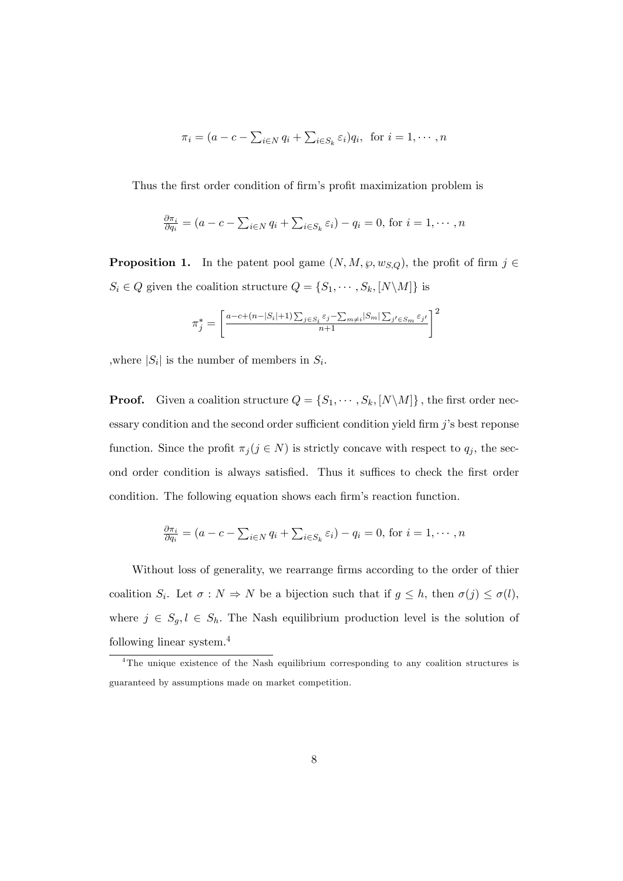$$\pi_i = (a - c - \sum_{i \in N} q_i + \sum_{i \in S_k} \varepsilon_i) q_i, \text{ for } i = 1, \cdots, n$$

Thus the first order condition of firm's profit maximization problem is

$$\frac{\partial \pi_i}{\partial q_i} = (a - c - \sum_{i \in N} q_i + \sum_{i \in S_k} \varepsilon_i) - q_i = 0, \text{ for } i = 1, \cdots, n$$

**Proposition 1.** In the patent pool game $(N, M, \wp, w_{S,Q})$, the profit of firm $j \in S_i \in Q$ given the coalition structure $Q = \{S_1, \cdots, S_k, [N \backslash M]\}$ is

$$\pi_j^* = \left[ \frac{a - c + (n - |S_i| + 1) \sum_{j \in S_i} \varepsilon_j - \sum_{m \neq i} |S_m| \sum_{j' \in S_m} \varepsilon_{j'}}{n+1} \right]^2$$

,where $|S_i|$ is the number of members in $S_i$.

**Proof.** Given a coalition structure $Q = \{S_1, \cdots, S_k, [N \backslash M]\}$, the first order necessary condition and the second order sufficient condition yield firm $j$'s best reponse function. Since the profit $\pi_j (j \in N)$ is strictly concave with respect to $q_j$, the second order condition is always satisfied. Thus it suffices to check the first order condition. The following equation shows each firm's reaction function.

$$\frac{\partial \pi_i}{\partial q_i} = (a - c - \sum_{i \in N} q_i + \sum_{i \in S_k} \varepsilon_i) - q_i = 0, \text{ for } i = 1, \cdots, n$$

Without loss of generality, we rearrange firms according to the order of thier coalition $S_i$. Let $\sigma : N \Rightarrow N$ be a bijection such that if $g \leq h$, then $\sigma(j) \leq \sigma(l)$, where $j \in S_g, l \in S_h$. The Nash equilibrium production level is the solution of following linear system.[4]

[4] The unique existence of the Nash equilibrium corresponding to any coalition structures is guaranteed by assumptions made on market competition.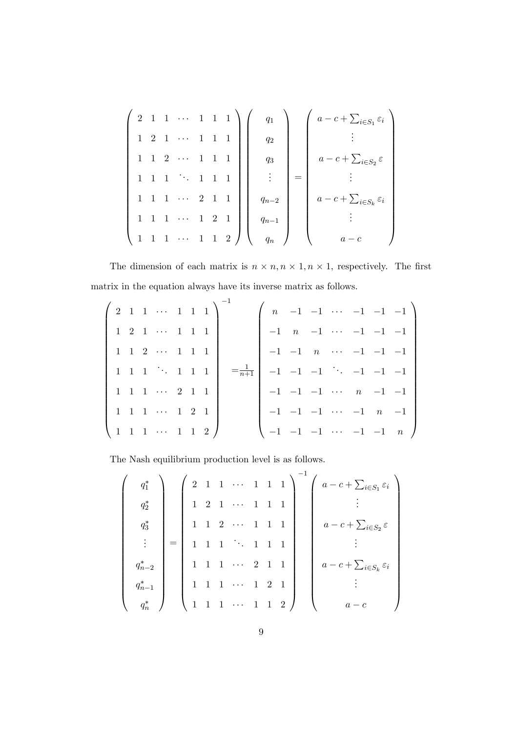$$
\begin{pmatrix}
2 & 1 & 1 & \cdots & 1 & 1 & 1 \\
1 & 2 & 1 & \cdots & 1 & 1 & 1 \\
1 & 1 & 2 & \cdots & 1 & 1 & 1 \\
1 & 1 & 1 & \ddots & 1 & 1 & 1 \\
1 & 1 & 1 & \cdots & 2 & 1 & 1 \\
1 & 1 & 1 & \cdots & 1 & 2 & 1 \\
1 & 1 & 1 & \cdots & 1 & 1 & 2
\end{pmatrix}
\begin{pmatrix}
q_1 \\ q_2 \\ q_3 \\ \vdots \\ q_{n-2} \\ q_{n-1} \\ q_n
\end{pmatrix}
=
\begin{pmatrix}
a - c + \sum_{i \in S_1} \varepsilon_i \\ \vdots \\ a - c + \sum_{i \in S_2} \varepsilon \\ \vdots \\ a - c + \sum_{i \in S_k} \varepsilon_i \\ \vdots \\ a - c
\end{pmatrix}
$$

The dimension of each matrix is $n \times n, n \times 1, n \times 1$, respectively. The first matrix in the equation always have its inverse matrix as follows.

$$
\begin{pmatrix}
2 & 1 & 1 & \cdots & 1 & 1 & 1 \\
1 & 2 & 1 & \cdots & 1 & 1 & 1 \\
1 & 1 & 2 & \cdots & 1 & 1 & 1 \\
1 & 1 & 1 & \ddots & 1 & 1 & 1 \\
1 & 1 & 1 & \cdots & 2 & 1 & 1 \\
1 & 1 & 1 & \cdots & 1 & 2 & 1 \\
1 & 1 & 1 & \cdots & 1 & 1 & 2
\end{pmatrix}^{-1}
= \frac{1}{n+1}
\begin{pmatrix}
n & -1 & -1 & \cdots & -1 & -1 & -1 \\
-1 & n & -1 & \cdots & -1 & -1 & -1 \\
-1 & -1 & n & \cdots & -1 & -1 & -1 \\
-1 & -1 & -1 & \ddots & -1 & -1 & -1 \\
-1 & -1 & -1 & \cdots & n & -1 & -1 \\
-1 & -1 & -1 & \cdots & -1 & n & -1 \\
-1 & -1 & -1 & \cdots & -1 & -1 & n
\end{pmatrix}
$$

The Nash equilibrium production level is as follows.

$$
\begin{pmatrix}
q_1^* \\ q_2^* \\ q_3^* \\ \vdots \\ q_{n-2}^* \\ q_{n-1}^* \\ q_n^*
\end{pmatrix}
=
\begin{pmatrix}
2 & 1 & 1 & \cdots & 1 & 1 & 1 \\
1 & 2 & 1 & \cdots & 1 & 1 & 1 \\
1 & 1 & 2 & \cdots & 1 & 1 & 1 \\
1 & 1 & 1 & \ddots & 1 & 1 & 1 \\
1 & 1 & 1 & \cdots & 2 & 1 & 1 \\
1 & 1 & 1 & \cdots & 1 & 2 & 1 \\
1 & 1 & 1 & \cdots & 1 & 1 & 2
\end{pmatrix}^{-1}
\begin{pmatrix}
a - c + \sum_{i \in S_1} \varepsilon_i \\ \vdots \\ a - c + \sum_{i \in S_2} \varepsilon \\ \vdots \\ a - c + \sum_{i \in S_k} \varepsilon_i \\ \vdots \\ a - c
\end{pmatrix}
$$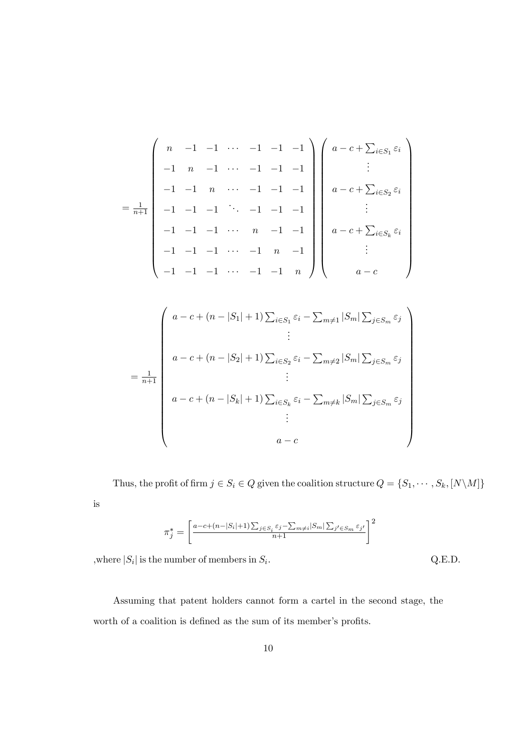$$
= \frac{1}{n+1} \begin{pmatrix} n & -1 & -1 & \cdots & -1 & -1 & -1 \\ -1 & n & -1 & \cdots & -1 & -1 & -1 \\ -1 & -1 & n & \cdots & -1 & -1 & -1 \\ -1 & -1 & -1 & \ddots & -1 & -1 & -1 \\ -1 & -1 & -1 & \cdots & n & -1 & -1 \\ -1 & -1 & -1 & \cdots & -1 & n & -1 \\ -1 & -1 & -1 & \cdots & -1 & -1 & n \end{pmatrix} \begin{pmatrix} a - c + \sum_{i \in S_1} \varepsilon_i \\ \vdots \\ a - c + \sum_{i \in S_2} \varepsilon_i \\ \vdots \\ a - c + \sum_{i \in S_k} \varepsilon_i \\ \vdots \\ a - c \end{pmatrix}
$$

$$
= \frac{1}{n+1} \begin{pmatrix} a - c + (n - |S_1| + 1) \sum_{i \in S_1} \varepsilon_i - \sum_{m \neq 1} |S_m| \sum_{j \in S_m} \varepsilon_j \\ \vdots \\ a - c + (n - |S_2| + 1) \sum_{i \in S_2} \varepsilon_i - \sum_{m \neq 2} |S_m| \sum_{j \in S_m} \varepsilon_j \\ \vdots \\ a - c + (n - |S_k| + 1) \sum_{i \in S_k} \varepsilon_i - \sum_{m \neq k} |S_m| \sum_{j \in S_m} \varepsilon_j \\ \vdots \\ a - c \end{pmatrix}
$$

Thus, the profit of firm $j \in S_i \in Q$ given the coalition structure $Q = \{S_1, \cdots, S_k, [N \backslash M]\}$ is

$$
\pi_j^* = \left[ \frac{a - c + (n - |S_i| + 1) \sum_{j \in S_i} \varepsilon_j - \sum_{m \neq i} |S_m| \sum_{j' \in S_m} \varepsilon_{j'}}{n+1} \right]^2
$$

,where $|S_i|$ is the number of members in $S_i$. Q.E.D.

Assuming that patent holders cannot form a cartel in the second stage, the worth of a coalition is defined as the sum of its member's profits.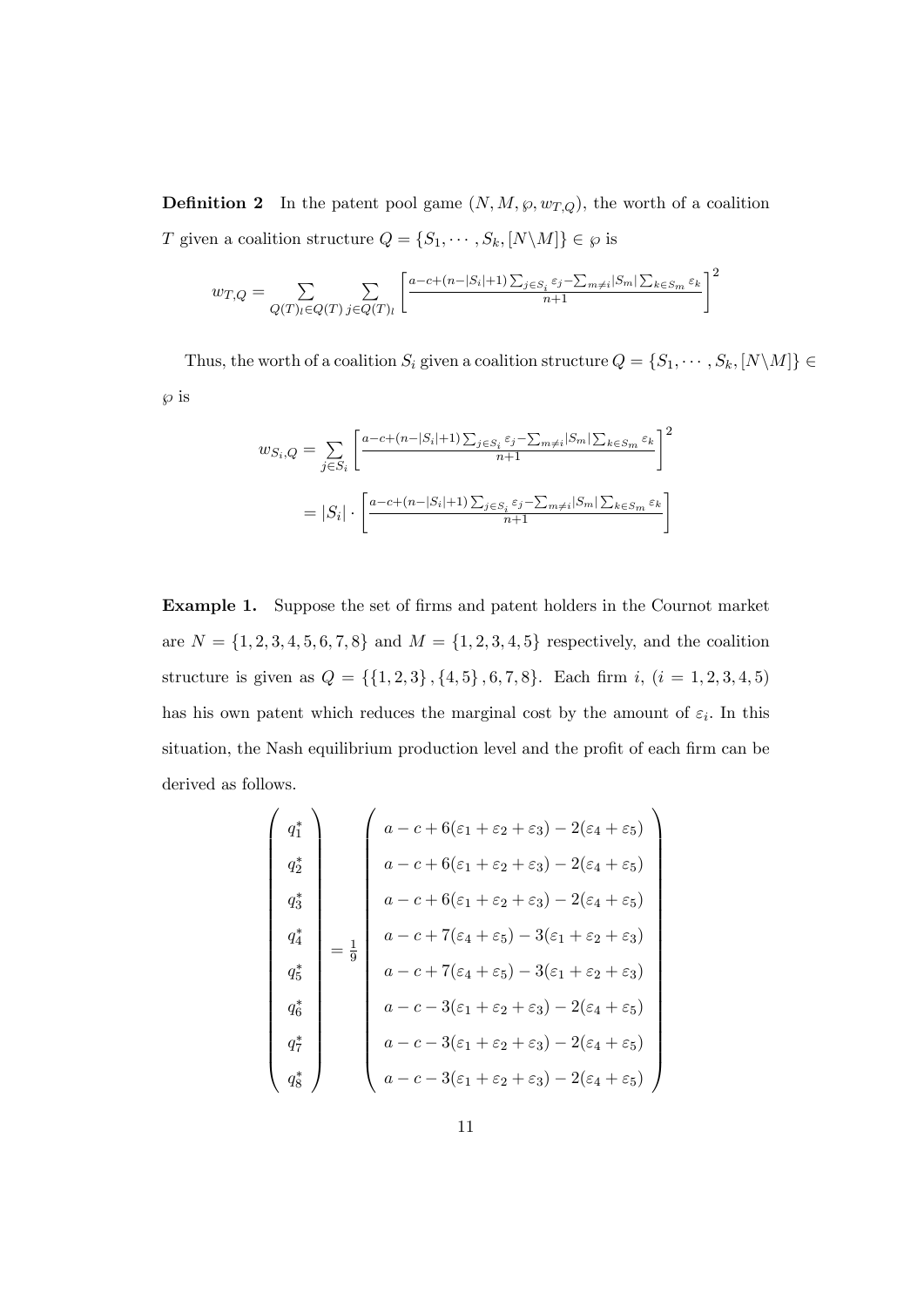**Definition 2** In the patent pool game $(N, M, \wp, w_{T,Q})$, the worth of a coalition $T$ given a coalition structure $Q = \{S_1, \cdots, S_k, [N \backslash M]\} \in \wp$ is

$$w_{T,Q} = \sum_{Q(T)_l \in Q(T)} \sum_{j \in Q(T)_l} \left[ \frac{a-c+(n-|S_i|+1)\sum_{j \in S_i} \varepsilon_j - \sum_{m \neq i} |S_m| \sum_{k \in S_m} \varepsilon_k}{n+1} \right]^2$$

Thus, the worth of a coalition $S_i$ given a coalition structure $Q = \{S_1, \cdots, S_k, [N \backslash M]\} \in \wp$ is

$$w_{S_i,Q} = \sum_{j \in S_i} \left[ \frac{a-c+(n-|S_i|+1)\sum_{j \in S_i} \varepsilon_j - \sum_{m \neq i} |S_m| \sum_{k \in S_m} \varepsilon_k}{n+1} \right]^2$$

$$= |S_i| \cdot \left[ \frac{a-c+(n-|S_i|+1)\sum_{j \in S_i} \varepsilon_j - \sum_{m \neq i} |S_m| \sum_{k \in S_m} \varepsilon_k}{n+1} \right]$$

**Example 1.** Suppose the set of firms and patent holders in the Cournot market are $N = \{1, 2, 3, 4, 5, 6, 7, 8\}$ and $M = \{1, 2, 3, 4, 5\}$ respectively, and the coalition structure is given as $Q = \{\{1, 2, 3\}, \{4, 5\}, 6, 7, 8\}$. Each firm $i$, $(i = 1, 2, 3, 4, 5)$ has his own patent which reduces the marginal cost by the amount of $\varepsilon_i$. In this situation, the Nash equilibrium production level and the profit of each firm can be derived as follows.

$$\begin{pmatrix} q_1^* \\ q_2^* \\ q_3^* \\ q_4^* \\ q_5^* \\ q_6^* \\ q_7^* \\ q_8^* \end{pmatrix} = \frac{1}{9} \begin{pmatrix} a-c+6(\varepsilon_1+\varepsilon_2+\varepsilon_3)-2(\varepsilon_4+\varepsilon_5) \\ a-c+6(\varepsilon_1+\varepsilon_2+\varepsilon_3)-2(\varepsilon_4+\varepsilon_5) \\ a-c+6(\varepsilon_1+\varepsilon_2+\varepsilon_3)-2(\varepsilon_4+\varepsilon_5) \\ a-c+7(\varepsilon_4+\varepsilon_5)-3(\varepsilon_1+\varepsilon_2+\varepsilon_3) \\ a-c+7(\varepsilon_4+\varepsilon_5)-3(\varepsilon_1+\varepsilon_2+\varepsilon_3) \\ a-c-3(\varepsilon_1+\varepsilon_2+\varepsilon_3)-2(\varepsilon_4+\varepsilon_5) \\ a-c-3(\varepsilon_1+\varepsilon_2+\varepsilon_3)-2(\varepsilon_4+\varepsilon_5) \\ a-c-3(\varepsilon_1+\varepsilon_2+\varepsilon_3)-2(\varepsilon_4+\varepsilon_5) \end{pmatrix}$$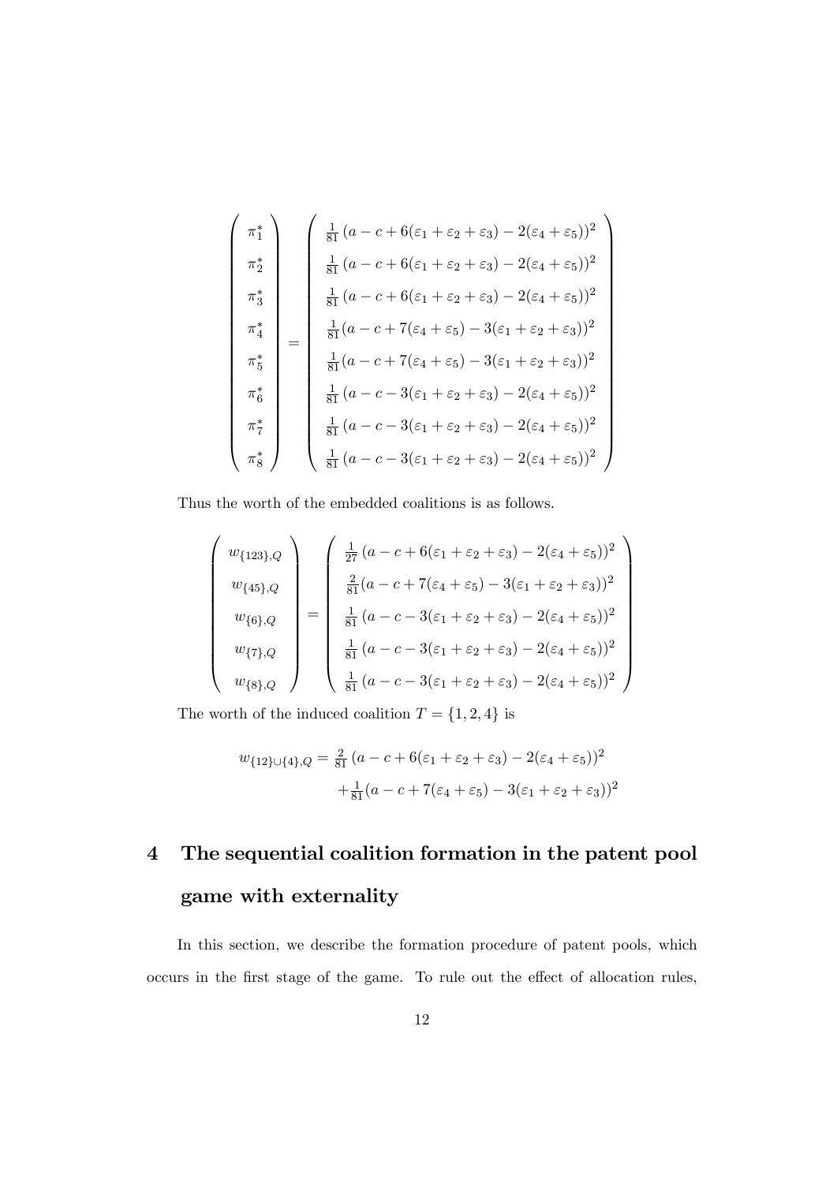$$
\begin{pmatrix} \pi_1^* \\ \pi_2^* \\ \pi_3^* \\ \pi_4^* \\ \pi_5^* \\ \pi_6^* \\ \pi_7^* \\ \pi_8^* \end{pmatrix} = \begin{pmatrix} \frac{1}{81}\left(a-c+6(\varepsilon_1+\varepsilon_2+\varepsilon_3)-2(\varepsilon_4+\varepsilon_5)\right)^2 \\ \frac{1}{81}\left(a-c+6(\varepsilon_1+\varepsilon_2+\varepsilon_3)-2(\varepsilon_4+\varepsilon_5)\right)^2 \\ \frac{1}{81}\left(a-c+6(\varepsilon_1+\varepsilon_2+\varepsilon_3)-2(\varepsilon_4+\varepsilon_5)\right)^2 \\ \frac{1}{81}(a-c+7(\varepsilon_4+\varepsilon_5)-3(\varepsilon_1+\varepsilon_2+\varepsilon_3))^2 \\ \frac{1}{81}(a-c+7(\varepsilon_4+\varepsilon_5)-3(\varepsilon_1+\varepsilon_2+\varepsilon_3))^2 \\ \frac{1}{81}\left(a-c-3(\varepsilon_1+\varepsilon_2+\varepsilon_3)-2(\varepsilon_4+\varepsilon_5)\right)^2 \\ \frac{1}{81}\left(a-c-3(\varepsilon_1+\varepsilon_2+\varepsilon_3)-2(\varepsilon_4+\varepsilon_5)\right)^2 \\ \frac{1}{81}\left(a-c-3(\varepsilon_1+\varepsilon_2+\varepsilon_3)-2(\varepsilon_4+\varepsilon_5)\right)^2 \end{pmatrix}
$$

Thus the worth of the embedded coalitions is as follows.

$$
\begin{pmatrix} w_{\{123\},Q} \\ w_{\{45\},Q} \\ w_{\{6\},Q} \\ w_{\{7\},Q} \\ w_{\{8\},Q} \end{pmatrix} = \begin{pmatrix} \frac{1}{27}\left(a-c+6(\varepsilon_1+\varepsilon_2+\varepsilon_3)-2(\varepsilon_4+\varepsilon_5)\right)^2 \\ \frac{2}{81}(a-c+7(\varepsilon_4+\varepsilon_5)-3(\varepsilon_1+\varepsilon_2+\varepsilon_3))^2 \\ \frac{1}{81}\left(a-c-3(\varepsilon_1+\varepsilon_2+\varepsilon_3)-2(\varepsilon_4+\varepsilon_5)\right)^2 \\ \frac{1}{81}\left(a-c-3(\varepsilon_1+\varepsilon_2+\varepsilon_3)-2(\varepsilon_4+\varepsilon_5)\right)^2 \\ \frac{1}{81}\left(a-c-3(\varepsilon_1+\varepsilon_2+\varepsilon_3)-2(\varepsilon_4+\varepsilon_5)\right)^2 \end{pmatrix}
$$

The worth of the induced coalition $T = \{1, 2, 4\}$ is

$$
\begin{aligned}
w_{\{12\}\cup\{4\},Q} = {} & \tfrac{2}{81}\left(a-c+6(\varepsilon_1+\varepsilon_2+\varepsilon_3)-2(\varepsilon_4+\varepsilon_5)\right)^2 \\
& + \tfrac{1}{81}(a-c+7(\varepsilon_4+\varepsilon_5)-3(\varepsilon_1+\varepsilon_2+\varepsilon_3))^2
\end{aligned}
$$

# 4 The sequential coalition formation in the patent pool game with externality

In this section, we describe the formation procedure of patent pools, which occurs in the first stage of the game. To rule out the effect of allocation rules,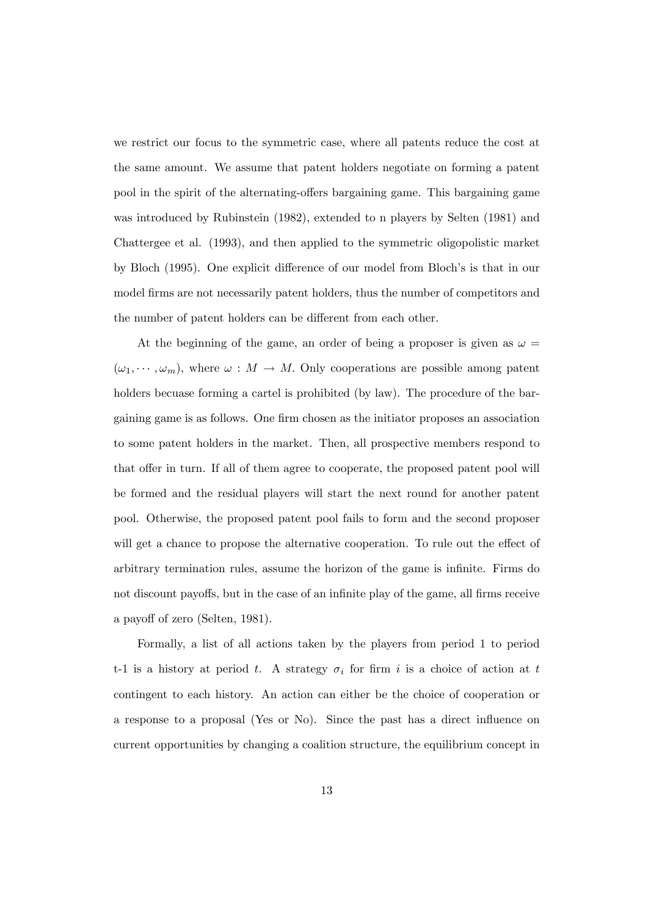we restrict our focus to the symmetric case, where all patents reduce the cost at the same amount. We assume that patent holders negotiate on forming a patent pool in the spirit of the alternating-offers bargaining game. This bargaining game was introduced by Rubinstein (1982), extended to n players by Selten (1981) and Chattergee et al. (1993), and then applied to the symmetric oligopolistic market by Bloch (1995). One explicit difference of our model from Bloch's is that in our model firms are not necessarily patent holders, thus the number of competitors and the number of patent holders can be different from each other.

At the beginning of the game, an order of being a proposer is given as $\omega = (\omega_1, \cdots, \omega_m)$, where $\omega : M \rightarrow M$. Only cooperations are possible among patent holders becuase forming a cartel is prohibited (by law). The procedure of the bargaining game is as follows. One firm chosen as the initiator proposes an association to some patent holders in the market. Then, all prospective members respond to that offer in turn. If all of them agree to cooperate, the proposed patent pool will be formed and the residual players will start the next round for another patent pool. Otherwise, the proposed patent pool fails to form and the second proposer will get a chance to propose the alternative cooperation. To rule out the effect of arbitrary termination rules, assume the horizon of the game is infinite. Firms do not discount payoffs, but in the case of an infinite play of the game, all firms receive a payoff of zero (Selten, 1981).

Formally, a list of all actions taken by the players from period 1 to period t-1 is a history at period $t$. A strategy $\sigma_i$ for firm $i$ is a choice of action at $t$ contingent to each history. An action can either be the choice of cooperation or a response to a proposal (Yes or No). Since the past has a direct influence on current opportunities by changing a coalition structure, the equilibrium concept in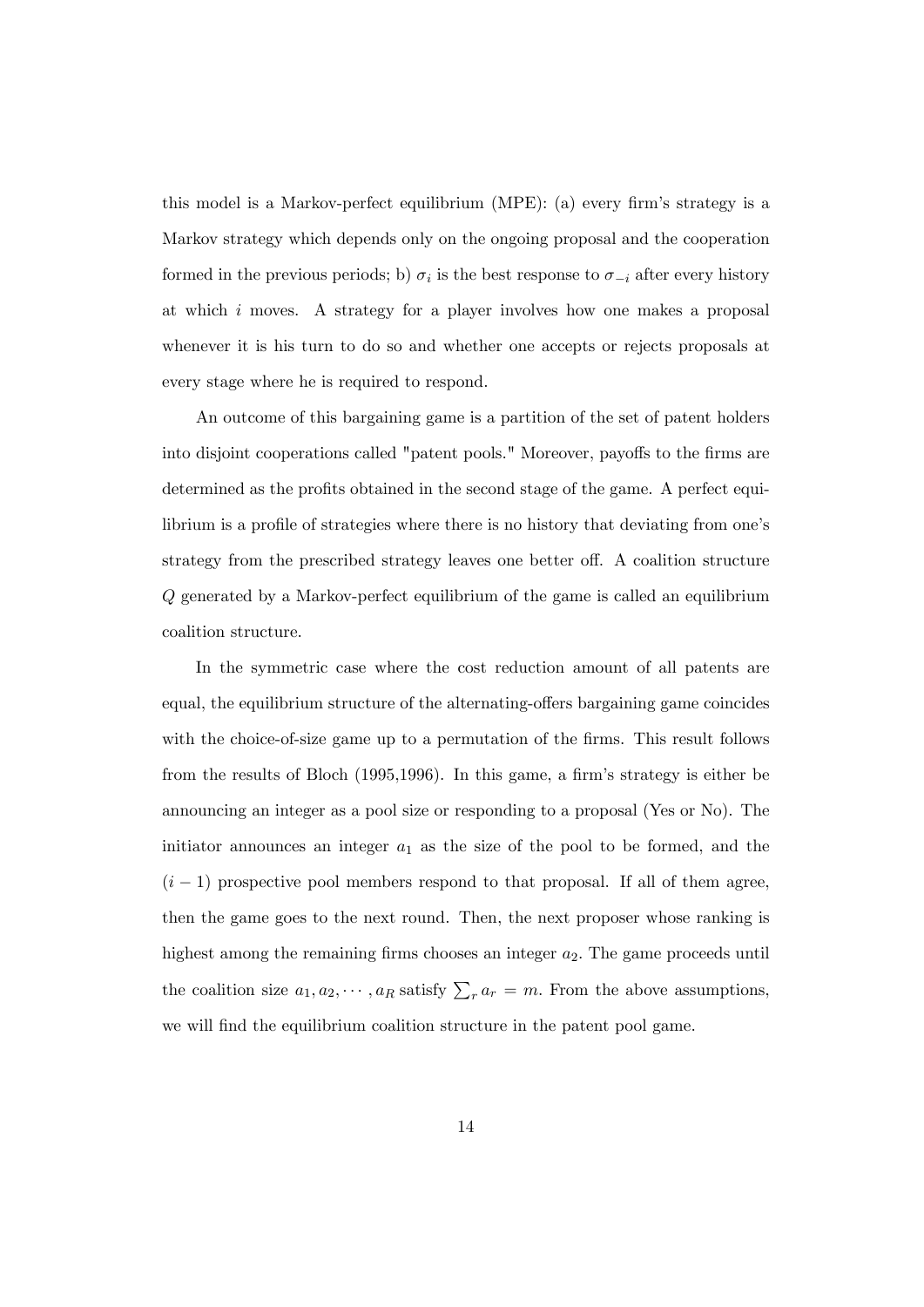this model is a Markov-perfect equilibrium (MPE): (a) every firm's strategy is a Markov strategy which depends only on the ongoing proposal and the cooperation formed in the previous periods; b) $\sigma_i$ is the best response to $\sigma_{-i}$ after every history at which $i$ moves. A strategy for a player involves how one makes a proposal whenever it is his turn to do so and whether one accepts or rejects proposals at every stage where he is required to respond.

An outcome of this bargaining game is a partition of the set of patent holders into disjoint cooperations called "patent pools." Moreover, payoffs to the firms are determined as the profits obtained in the second stage of the game. A perfect equilibrium is a profile of strategies where there is no history that deviating from one's strategy from the prescribed strategy leaves one better off. A coalition structure $Q$ generated by a Markov-perfect equilibrium of the game is called an equilibrium coalition structure.

In the symmetric case where the cost reduction amount of all patents are equal, the equilibrium structure of the alternating-offers bargaining game coincides with the choice-of-size game up to a permutation of the firms. This result follows from the results of Bloch (1995,1996). In this game, a firm's strategy is either be announcing an integer as a pool size or responding to a proposal (Yes or No). The initiator announces an integer $a_1$ as the size of the pool to be formed, and the $(i-1)$ prospective pool members respond to that proposal. If all of them agree, then the game goes to the next round. Then, the next proposer whose ranking is highest among the remaining firms chooses an integer $a_2$. The game proceeds until the coalition size $a_1, a_2, \cdots, a_R$ satisfy $\sum_r a_r = m$. From the above assumptions, we will find the equilibrium coalition structure in the patent pool game.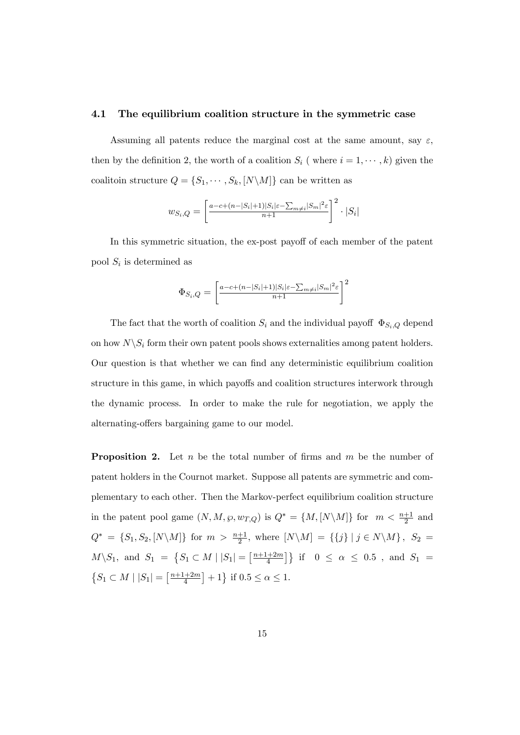### 4.1 The equilibrium coalition structure in the symmetric case

Assuming all patents reduce the marginal cost at the same amount, say $\varepsilon$, then by the definition 2, the worth of a coalition $S_i$ ( where $i = 1, \cdots, k$) given the coalitoin structure $Q = \{S_1, \cdots, S_k, [N \backslash M]\}$ can be written as

$$w_{S_i,Q} = \left[ \frac{a - c + (n - |S_i| + 1)|S_i|\varepsilon - \sum_{m \neq i} |S_m|^2 \varepsilon}{n+1} \right]^2 \cdot |S_i|$$

In this symmetric situation, the ex-post payoff of each member of the patent pool $S_i$ is determined as

$$\Phi_{S_i,Q} = \left[ \frac{a - c + (n - |S_i| + 1)|S_i|\varepsilon - \sum_{m \neq i} |S_m|^2 \varepsilon}{n+1} \right]^2$$

The fact that the worth of coalition $S_i$ and the individual payoff $\Phi_{S_i,Q}$ depend on how $N \backslash S_i$ form their own patent pools shows externalities among patent holders. Our question is that whether we can find any deterministic equilibrium coalition structure in this game, in which payoffs and coalition structures interwork through the dynamic process. In order to make the rule for negotiation, we apply the alternating-offers bargaining game to our model.

**Proposition 2.** Let $n$ be the total number of firms and $m$ be the number of patent holders in the Cournot market. Suppose all patents are symmetric and complementary to each other. Then the Markov-perfect equilibrium coalition structure in the patent pool game $(N, M, \wp, w_{T,Q})$ is $Q^* = \{M, [N \backslash M]\}$ for $m < \frac{n+1}{2}$ and $Q^* = \{S_1, S_2, [N \backslash M]\}$ for $m > \frac{n+1}{2}$, where $[N \backslash M] = \{\{j\} \mid j \in N \backslash M\}$, $S_2 = M \backslash S_1$, and $S_1 = \left\{S_1 \subset M \mid |S_1| = \left[\frac{n+1+2m}{4}\right]\right\}$ if $0 \leq \alpha \leq 0.5$ , and $S_1 = \left\{S_1 \subset M \mid |S_1| = \left[\frac{n+1+2m}{4}\right] + 1\right\}$ if $0.5 \leq \alpha \leq 1$.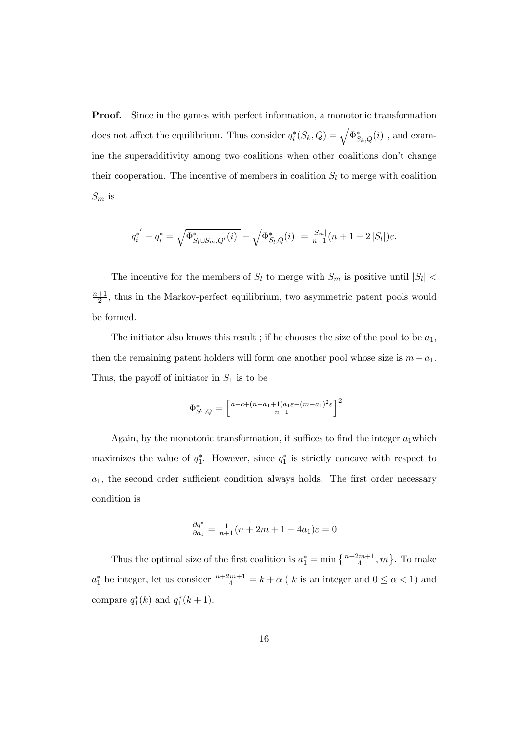**Proof.** Since in the games with perfect information, a monotonic transformation does not affect the equilibrium. Thus consider $q_i^*(S_k, Q) = \sqrt{\Phi^*_{S_k,Q}(i)}$ , and examine the superadditivity among two coalitions when other coalitions don't change their cooperation. The incentive of members in coalition $S_l$ to merge with coalition $S_m$ is

$$q_i^{*'} - q_i^* = \sqrt{\Phi^*_{S_l \cup S_m, Q'}(i)} - \sqrt{\Phi^*_{S_l,Q}(i)} = \tfrac{|S_m|}{n+1}(n+1-2|S_l|)\varepsilon.$$

The incentive for the members of $S_l$ to merge with $S_m$ is positive until $|S_l| < \frac{n+1}{2}$, thus in the Markov-perfect equilibrium, two asymmetric patent pools would be formed.

The initiator also knows this result ; if he chooses the size of the pool to be $a_1$, then the remaining patent holders will form one another pool whose size is $m - a_1$. Thus, the payoff of initiator in $S_1$ is to be

$$\Phi^*_{S_1,Q} = \left[\tfrac{a-c+(n-a_1+1)a_1\varepsilon-(m-a_1)^2\varepsilon}{n+1}\right]^2$$

Again, by the monotonic transformation, it suffices to find the integer $a_1$which maximizes the value of $q_1^*$. However, since $q_1^*$ is strictly concave with respect to $a_1$, the second order sufficient condition always holds. The first order necessary condition is

$$\tfrac{\partial q_1^*}{\partial a_1} = \tfrac{1}{n+1}(n+2m+1-4a_1)\varepsilon = 0$$

Thus the optimal size of the first coalition is $a_1^* = \min\left\{\frac{n+2m+1}{4}, m\right\}$. To make $a_1^*$ be integer, let us consider $\frac{n+2m+1}{4} = k + \alpha$ ( $k$ is an integer and $0 \le \alpha < 1$) and compare $q_1^*(k)$ and $q_1^*(k+1)$.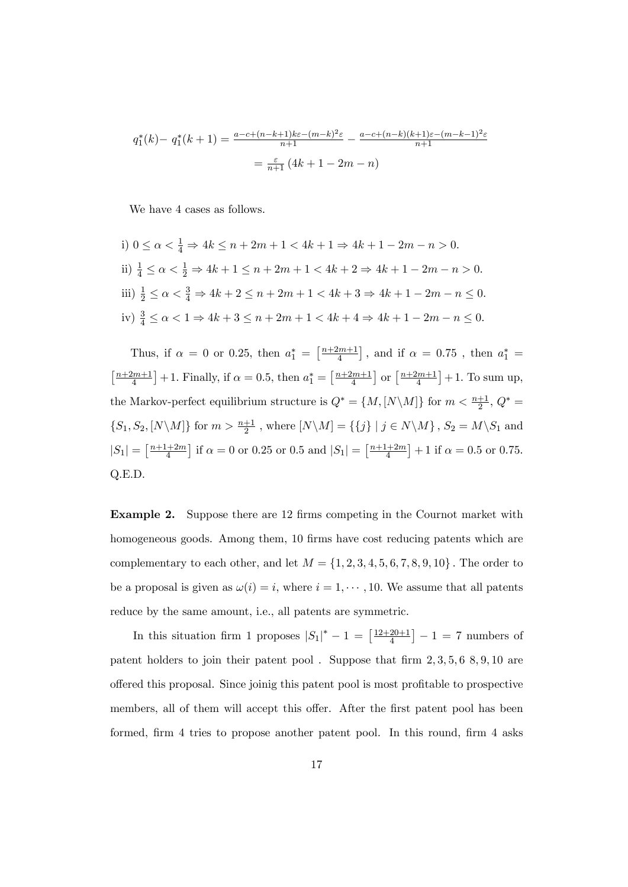$$q_1^*(k) - q_1^*(k+1) = \frac{a-c+(n-k+1)k\varepsilon-(m-k)^2\varepsilon}{n+1} - \frac{a-c+(n-k)(k+1)\varepsilon-(m-k-1)^2\varepsilon}{n+1}$$

$$= \frac{\varepsilon}{n+1}\left(4k+1-2m-n\right)$$

We have 4 cases as follows.

i) $0 \leq \alpha < \frac{1}{4} \Rightarrow 4k \leq n+2m+1 < 4k+1 \Rightarrow 4k+1-2m-n > 0.$

ii) $\frac{1}{4} \leq \alpha < \frac{1}{2} \Rightarrow 4k+1 \leq n+2m+1 < 4k+2 \Rightarrow 4k+1-2m-n > 0.$

iii) $\frac{1}{2} \leq \alpha < \frac{3}{4} \Rightarrow 4k+2 \leq n+2m+1 < 4k+3 \Rightarrow 4k+1-2m-n \leq 0.$

iv) $\frac{3}{4} \leq \alpha < 1 \Rightarrow 4k+3 \leq n+2m+1 < 4k+4 \Rightarrow 4k+1-2m-n \leq 0.$

Thus, if $\alpha = 0$ or 0.25, then $a_1^* = \left[\frac{n+2m+1}{4}\right]$, and if $\alpha = 0.75$ , then $a_1^* = \left[\frac{n+2m+1}{4}\right]+1$. Finally, if $\alpha = 0.5$, then $a_1^* = \left[\frac{n+2m+1}{4}\right]$ or $\left[\frac{n+2m+1}{4}\right]+1$. To sum up, the Markov-perfect equilibrium structure is $Q^* = \{M, [N\backslash M]\}$ for $m < \frac{n+1}{2}$, $Q^* = \{S_1, S_2, [N\backslash M]\}$ for $m > \frac{n+1}{2}$ , where $[N\backslash M] = \{\{j\} \mid j \in N\backslash M\}$ , $S_2 = M\backslash S_1$ and $|S_1| = \left[\frac{n+1+2m}{4}\right]$ if $\alpha = 0$ or 0.25 or 0.5 and $|S_1| = \left[\frac{n+1+2m}{4}\right]+1$ if $\alpha = 0.5$ or 0.75. Q.E.D.

**Example 2.** Suppose there are 12 firms competing in the Cournot market with homogeneous goods. Among them, 10 firms have cost reducing patents which are complementary to each other, and let $M = \{1, 2, 3, 4, 5, 6, 7, 8, 9, 10\}$ . The order to be a proposal is given as $\omega(i) = i$, where $i = 1, \cdots, 10$. We assume that all patents reduce by the same amount, i.e., all patents are symmetric.

In this situation firm 1 proposes $|S_1|^* - 1 = \left[\frac{12+20+1}{4}\right] - 1 = 7$ numbers of patent holders to join their patent pool . Suppose that firm 2, 3, 5, 6 8, 9, 10 are offered this proposal. Since joinig this patent pool is most profitable to prospective members, all of them will accept this offer. After the first patent pool has been formed, firm 4 tries to propose another patent pool. In this round, firm 4 asks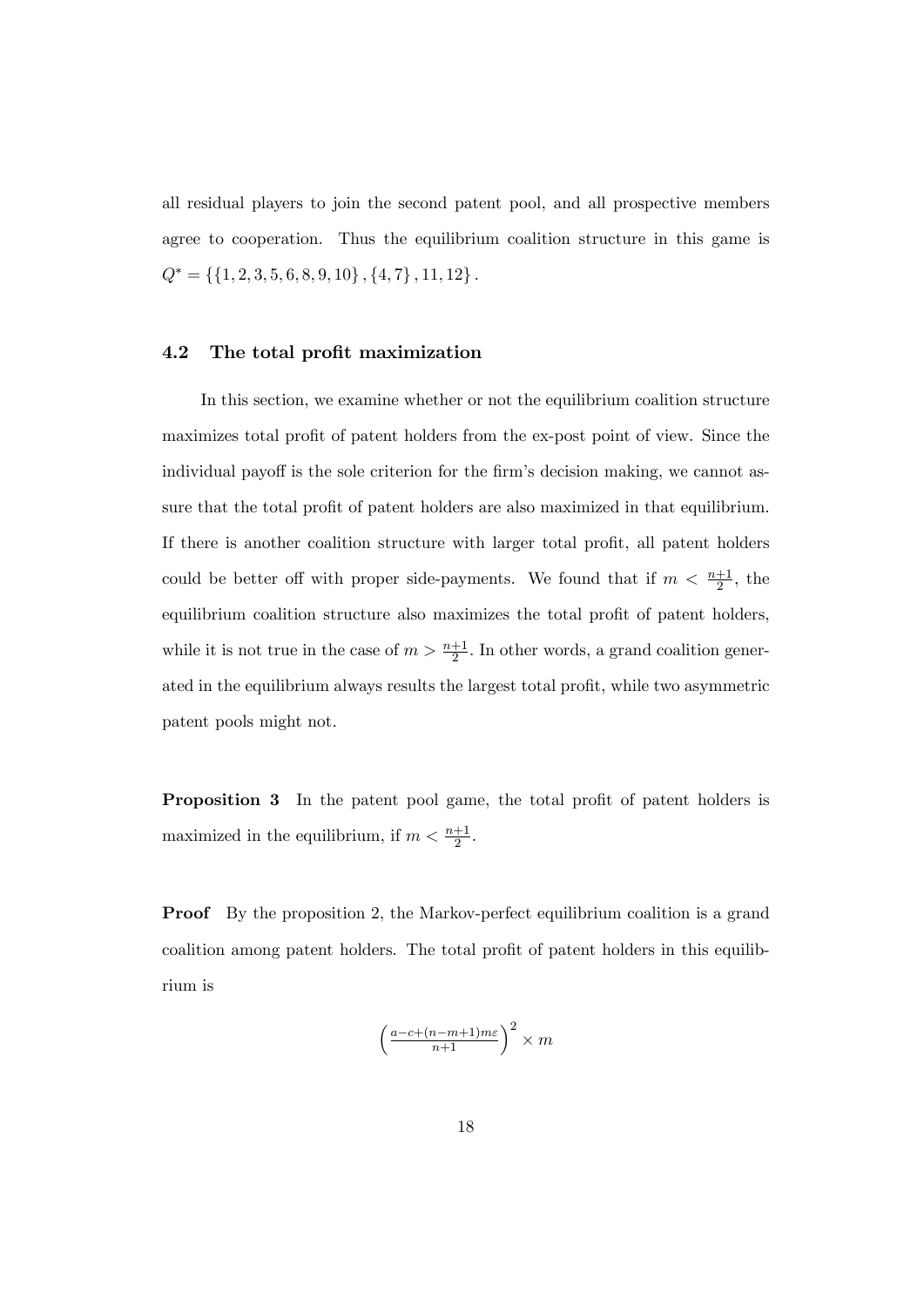all residual players to join the second patent pool, and all prospective members agree to cooperation. Thus the equilibrium coalition structure in this game is $Q^* = \{\{1, 2, 3, 5, 6, 8, 9, 10\}, \{4, 7\}, 11, 12\}$.

### 4.2 The total profit maximization

In this section, we examine whether or not the equilibrium coalition structure maximizes total profit of patent holders from the ex-post point of view. Since the individual payoff is the sole criterion for the firm's decision making, we cannot assure that the total profit of patent holders are also maximized in that equilibrium. If there is another coalition structure with larger total profit, all patent holders could be better off with proper side-payments. We found that if $m < \frac{n+1}{2}$, the equilibrium coalition structure also maximizes the total profit of patent holders, while it is not true in the case of $m > \frac{n+1}{2}$. In other words, a grand coalition generated in the equilibrium always results the largest total profit, while two asymmetric patent pools might not.

**Proposition 3** In the patent pool game, the total profit of patent holders is maximized in the equilibrium, if $m < \frac{n+1}{2}$.

**Proof** By the proposition 2, the Markov-perfect equilibrium coalition is a grand coalition among patent holders. The total profit of patent holders in this equilibrium is

$$\left(\frac{a-c+(n-m+1)m\varepsilon}{n+1}\right)^2 \times m$$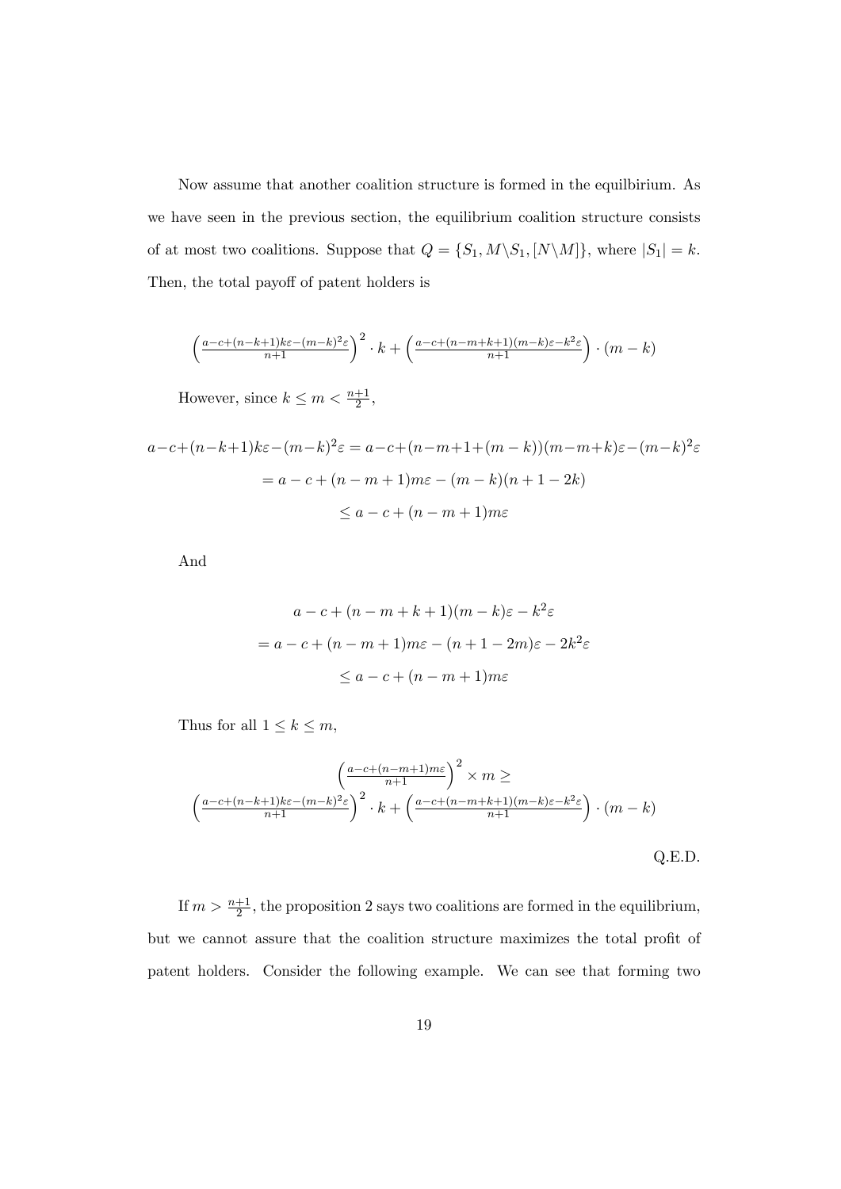Now assume that another coalition structure is formed in the equilbirium. As we have seen in the previous section, the equilibrium coalition structure consists of at most two coalitions. Suppose that $Q = \{S_1, M\backslash S_1, [N\backslash M]\}$, where $|S_1| = k$. Then, the total payoff of patent holders is

$$\left(\frac{a-c+(n-k+1)k\varepsilon-(m-k)^2\varepsilon}{n+1}\right)^2 \cdot k + \left(\frac{a-c+(n-m+k+1)(m-k)\varepsilon-k^2\varepsilon}{n+1}\right) \cdot (m-k)$$

However, since $k \leq m < \frac{n+1}{2}$,

$$\begin{aligned}
a-c+(n-k+1)k\varepsilon-(m-k)^2\varepsilon &= a-c+(n-m+1+(m-k))(m-m+k)\varepsilon-(m-k)^2\varepsilon \\
&= a-c+(n-m+1)m\varepsilon-(m-k)(n+1-2k) \\
&\leq a-c+(n-m+1)m\varepsilon
\end{aligned}$$

And

$$\begin{aligned}
&a-c+(n-m+k+1)(m-k)\varepsilon-k^2\varepsilon \\
&= a-c+(n-m+1)m\varepsilon-(n+1-2m)\varepsilon-2k^2\varepsilon \\
&\leq a-c+(n-m+1)m\varepsilon
\end{aligned}$$

Thus for all $1 \leq k \leq m$,

$$\left(\frac{a-c+(n-m+1)m\varepsilon}{n+1}\right)^2 \times m \geq$$
$$\left(\frac{a-c+(n-k+1)k\varepsilon-(m-k)^2\varepsilon}{n+1}\right)^2 \cdot k + \left(\frac{a-c+(n-m+k+1)(m-k)\varepsilon-k^2\varepsilon}{n+1}\right) \cdot (m-k)$$

Q.E.D.

If $m > \frac{n+1}{2}$, the proposition 2 says two coalitions are formed in the equilibrium, but we cannot assure that the coalition structure maximizes the total profit of patent holders. Consider the following example. We can see that forming two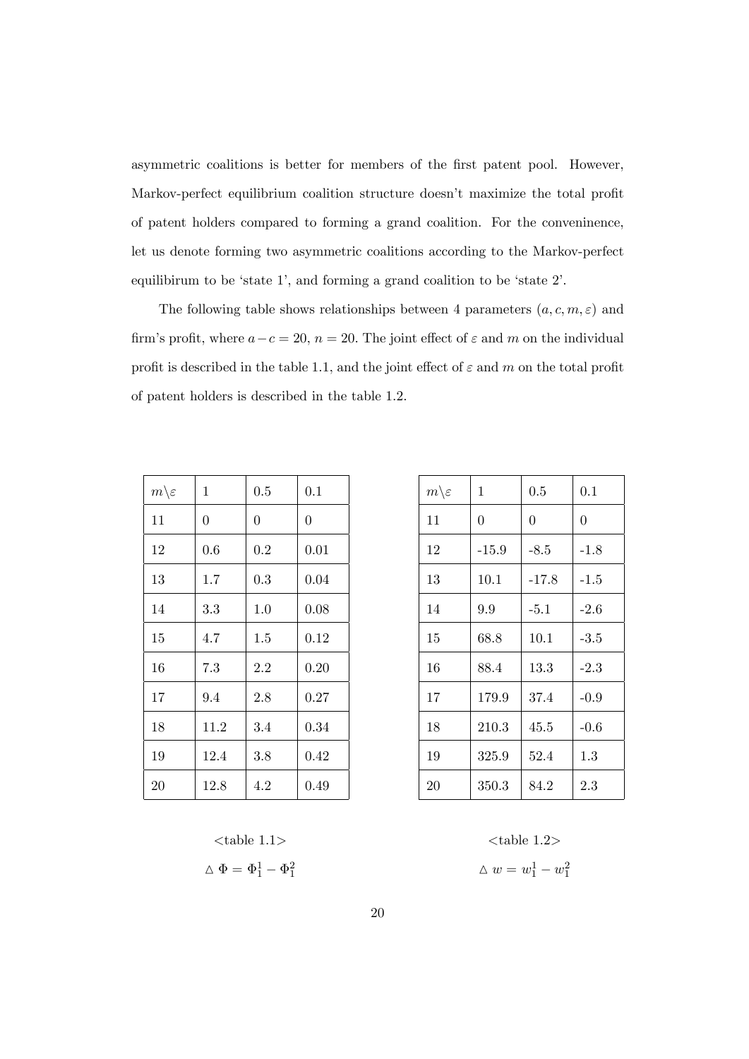asymmetric coalitions is better for members of the first patent pool. However, Markov-perfect equilibrium coalition structure doesn't maximize the total profit of patent holders compared to forming a grand coalition. For the conveninence, let us denote forming two asymmetric coalitions according to the Markov-perfect equilibirum to be 'state 1', and forming a grand coalition to be 'state 2'.

The following table shows relationships between 4 parameters $(a, c, m, \varepsilon)$ and firm's profit, where $a - c = 20$, $n = 20$. The joint effect of $\varepsilon$ and $m$ on the individual profit is described in the table 1.1, and the joint effect of $\varepsilon$ and $m$ on the total profit of patent holders is described in the table 1.2.

| $m \backslash \varepsilon$ | 1 | 0.5 | 0.1 |
|---|---|---|---|
| 11 | 0 | 0 | 0 |
| 12 | 0.6 | 0.2 | 0.01 |
| 13 | 1.7 | 0.3 | 0.04 |
| 14 | 3.3 | 1.0 | 0.08 |
| 15 | 4.7 | 1.5 | 0.12 |
| 16 | 7.3 | 2.2 | 0.20 |
| 17 | 9.4 | 2.8 | 0.27 |
| 18 | 11.2 | 3.4 | 0.34 |
| 19 | 12.4 | 3.8 | 0.42 |
| 20 | 12.8 | 4.2 | 0.49 |

<table 1.1>

$\triangle\ \Phi = \Phi_1^1 - \Phi_1^2$

| $m \backslash \varepsilon$ | 1 | 0.5 | 0.1 |
|---|---|---|---|
| 11 | 0 | 0 | 0 |
| 12 | -15.9 | -8.5 | -1.8 |
| 13 | 10.1 | -17.8 | -1.5 |
| 14 | 9.9 | -5.1 | -2.6 |
| 15 | 68.8 | 10.1 | -3.5 |
| 16 | 88.4 | 13.3 | -2.3 |
| 17 | 179.9 | 37.4 | -0.9 |
| 18 | 210.3 | 45.5 | -0.6 |
| 19 | 325.9 | 52.4 | 1.3 |
| 20 | 350.3 | 84.2 | 2.3 |

<table 1.2>

$\triangle\ w = w_1^1 - w_1^2$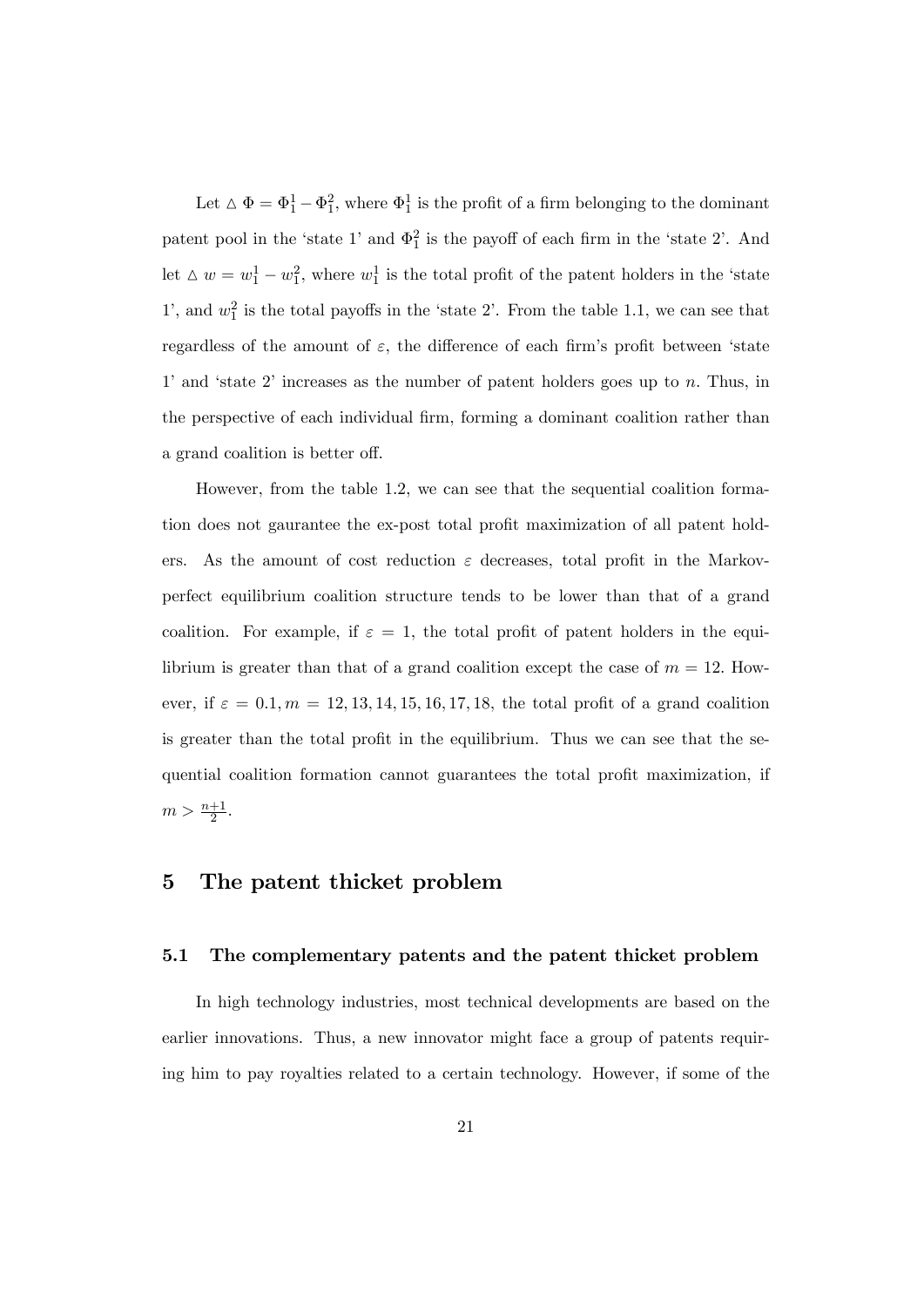Let $\triangle \Phi = \Phi_1^1 - \Phi_1^2$, where $\Phi_1^1$ is the profit of a firm belonging to the dominant patent pool in the 'state 1' and $\Phi_1^2$ is the payoff of each firm in the 'state 2'. And let $\triangle w = w_1^1 - w_1^2$, where $w_1^1$ is the total profit of the patent holders in the 'state 1', and $w_1^2$ is the total payoffs in the 'state 2'. From the table 1.1, we can see that regardless of the amount of $\varepsilon$, the difference of each firm's profit between 'state 1' and 'state 2' increases as the number of patent holders goes up to $n$. Thus, in the perspective of each individual firm, forming a dominant coalition rather than a grand coalition is better off.

However, from the table 1.2, we can see that the sequential coalition formation does not gaurantee the ex-post total profit maximization of all patent holders. As the amount of cost reduction $\varepsilon$ decreases, total profit in the Markov-perfect equilibrium coalition structure tends to be lower than that of a grand coalition. For example, if $\varepsilon = 1$, the total profit of patent holders in the equilibrium is greater than that of a grand coalition except the case of $m = 12$. However, if $\varepsilon = 0.1, m = 12, 13, 14, 15, 16, 17, 18$, the total profit of a grand coalition is greater than the total profit in the equilibrium. Thus we can see that the sequential coalition formation cannot guarantees the total profit maximization, if $m > \frac{n+1}{2}$.

## 5 The patent thicket problem

### 5.1 The complementary patents and the patent thicket problem

In high technology industries, most technical developments are based on the earlier innovations. Thus, a new innovator might face a group of patents requiring him to pay royalties related to a certain technology. However, if some of the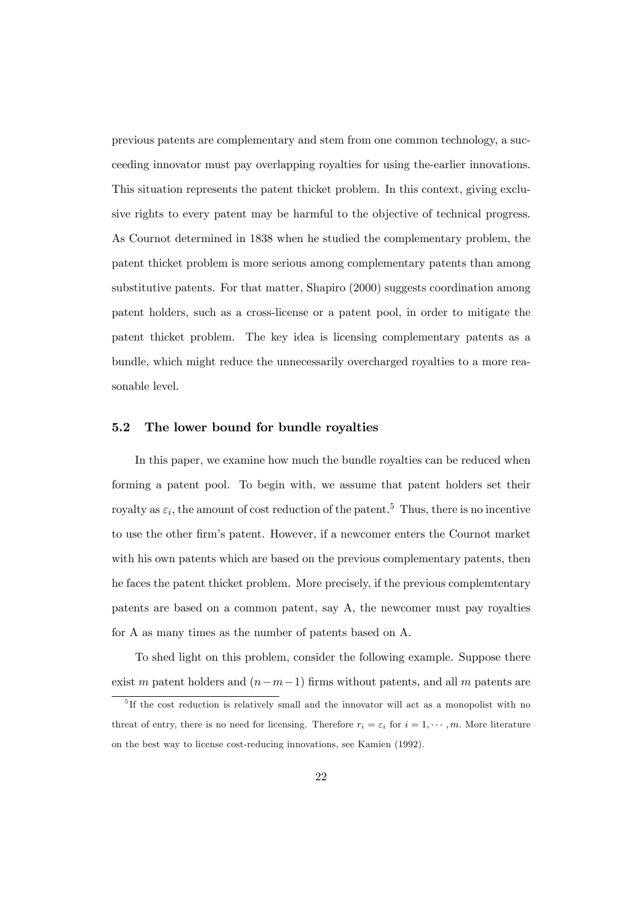previous patents are complementary and stem from one common technology, a succeeding innovator must pay overlapping royalties for using the-earlier innovations. This situation represents the patent thicket problem. In this context, giving exclusive rights to every patent may be harmful to the objective of technical progress. As Cournot determined in 1838 when he studied the complementary problem, the patent thicket problem is more serious among complementary patents than among substitutive patents. For that matter, Shapiro (2000) suggests coordination among patent holders, such as a cross-license or a patent pool, in order to mitigate the patent thicket problem. The key idea is licensing complementary patents as a bundle, which might reduce the unnecessarily overcharged royalties to a more reasonable level.

### 5.2 The lower bound for bundle royalties

In this paper, we examine how much the bundle royalties can be reduced when forming a patent pool. To begin with, we assume that patent holders set their royalty as $\varepsilon_i$, the amount of cost reduction of the patent.[5] Thus, there is no incentive to use the other firm's patent. However, if a newcomer enters the Cournot market with his own patents which are based on the previous complementary patents, then he faces the patent thicket problem. More precisely, if the previous complemtentary patents are based on a common patent, say A, the newcomer must pay royalties for A as many times as the number of patents based on A.

To shed light on this problem, consider the following example. Suppose there exist $m$ patent holders and $(n-m-1)$ firms without patents, and all $m$ patents are

[5] If the cost reduction is relatively small and the innovator will act as a monopolist with no threat of entry, there is no need for licensing. Therefore $r_i = \varepsilon_i$ for $i = 1, \cdots, m$. More literature on the best way to license cost-reducing innovations, see Kamien (1992).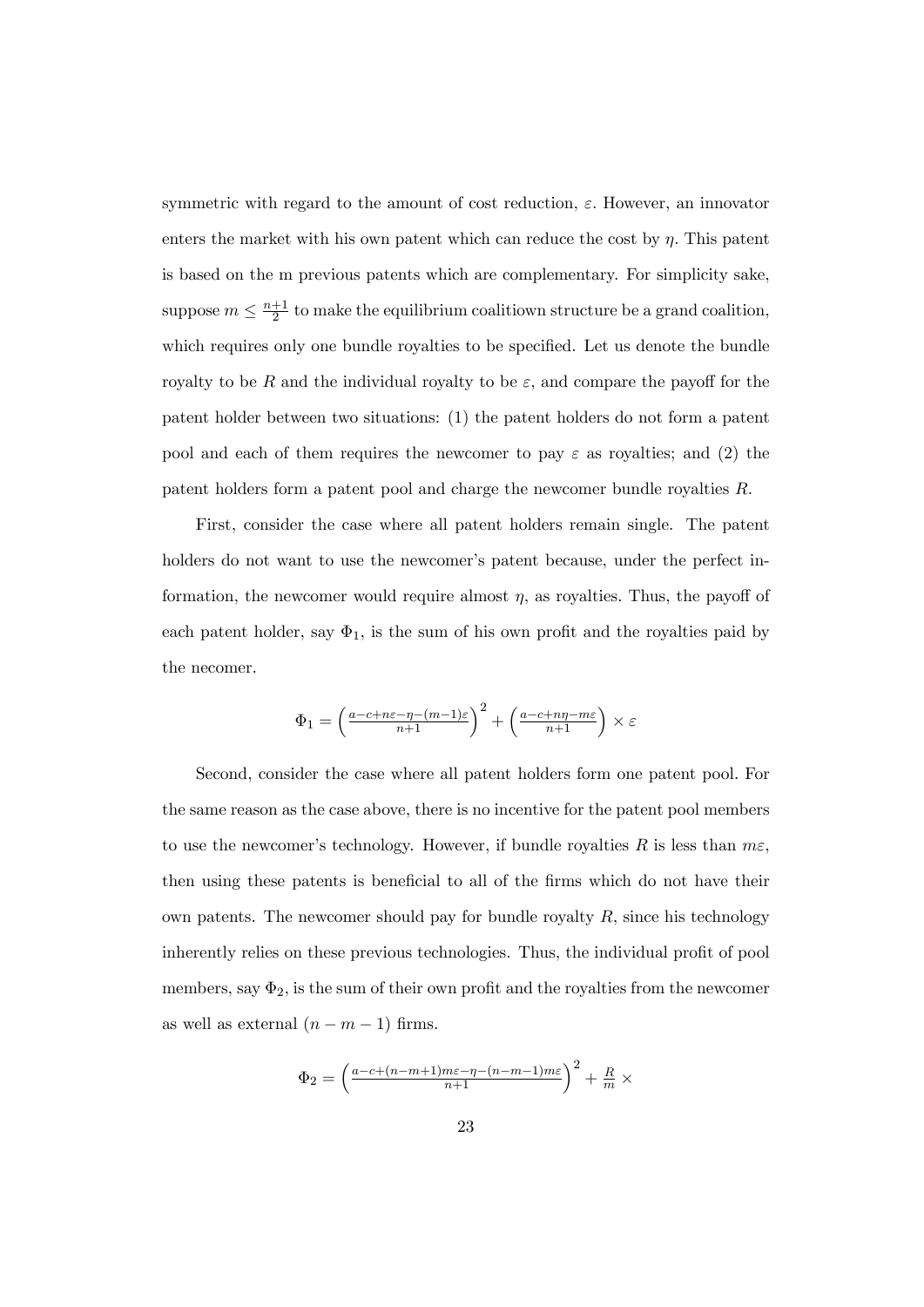symmetric with regard to the amount of cost reduction, $\varepsilon$. However, an innovator enters the market with his own patent which can reduce the cost by $\eta$. This patent is based on the m previous patents which are complementary. For simplicity sake, suppose $m \leq \frac{n+1}{2}$ to make the equilibrium coalitiown structure be a grand coalition, which requires only one bundle royalties to be specified. Let us denote the bundle royalty to be $R$ and the individual royalty to be $\varepsilon$, and compare the payoff for the patent holder between two situations: (1) the patent holders do not form a patent pool and each of them requires the newcomer to pay $\varepsilon$ as royalties; and (2) the patent holders form a patent pool and charge the newcomer bundle royalties $R$.

First, consider the case where all patent holders remain single. The patent holders do not want to use the newcomer's patent because, under the perfect information, the newcomer would require almost $\eta$, as royalties. Thus, the payoff of each patent holder, say $\Phi_1$, is the sum of his own profit and the royalties paid by the necomer.

$$\Phi_1 = \left(\frac{a-c+n\varepsilon-\eta-(m-1)\varepsilon}{n+1}\right)^2 + \left(\frac{a-c+n\eta-m\varepsilon}{n+1}\right) \times \varepsilon$$

Second, consider the case where all patent holders form one patent pool. For the same reason as the case above, there is no incentive for the patent pool members to use the newcomer's technology. However, if bundle royalties $R$ is less than $m\varepsilon$, then using these patents is beneficial to all of the firms which do not have their own patents. The newcomer should pay for bundle royalty $R$, since his technology inherently relies on these previous technologies. Thus, the individual profit of pool members, say $\Phi_2$, is the sum of their own profit and the royalties from the newcomer as well as external $(n-m-1)$ firms.

$$\Phi_2 = \left(\frac{a-c+(n-m+1)m\varepsilon-\eta-(n-m-1)m\varepsilon}{n+1}\right)^2 + \frac{R}{m} \times$$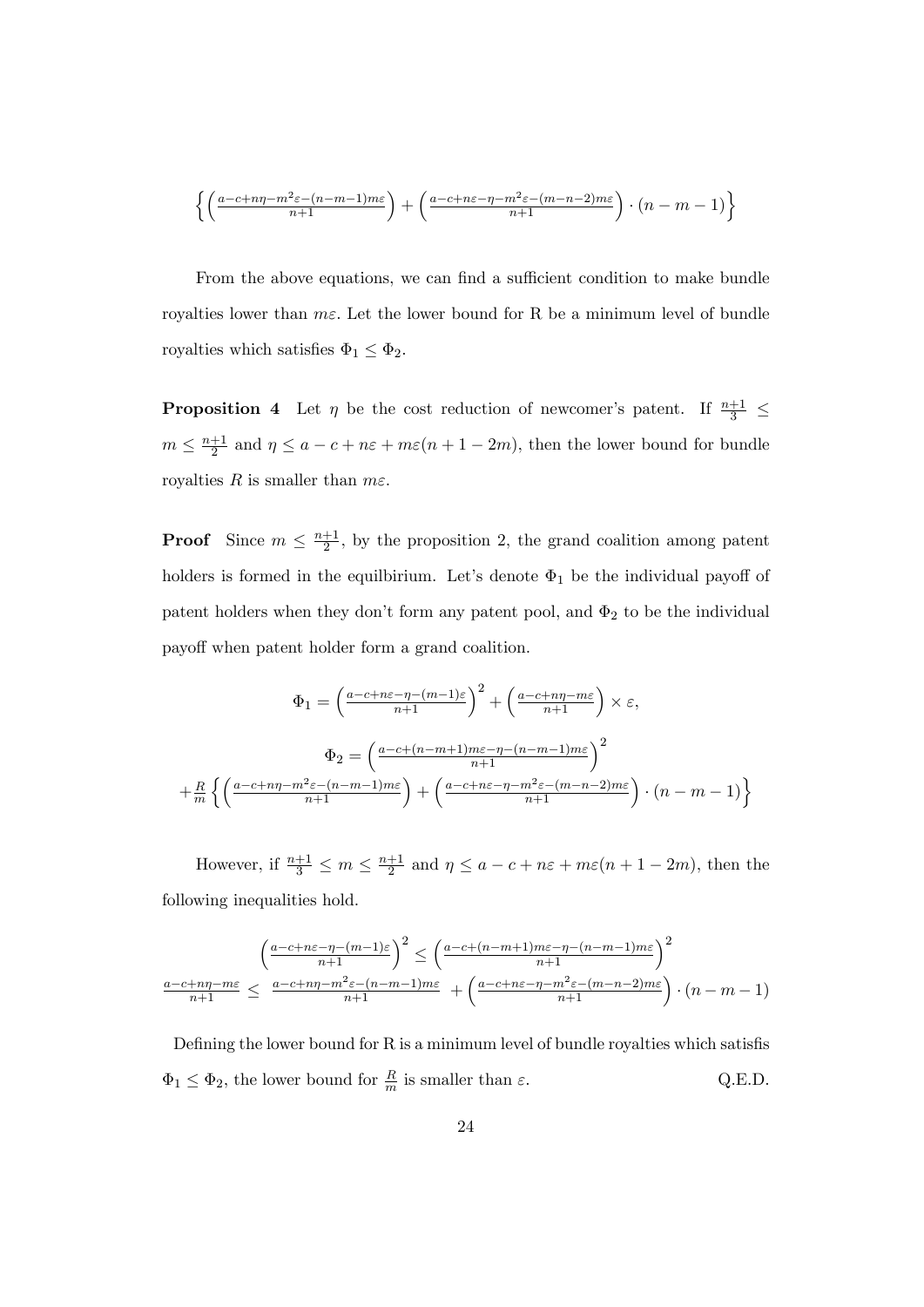$$\left\{\left(\frac{a-c+n\eta-m^2\varepsilon-(n-m-1)m\varepsilon}{n+1}\right)+\left(\frac{a-c+n\varepsilon-\eta-m^2\varepsilon-(m-n-2)m\varepsilon}{n+1}\right)\cdot(n-m-1)\right\}$$

From the above equations, we can find a sufficient condition to make bundle royalties lower than $m\varepsilon$. Let the lower bound for R be a minimum level of bundle royalties which satisfies $\Phi_1 \leq \Phi_2$.

**Proposition 4** Let $\eta$ be the cost reduction of newcomer's patent. If $\frac{n+1}{3} \leq m \leq \frac{n+1}{2}$ and $\eta \leq a-c+n\varepsilon+m\varepsilon(n+1-2m)$, then the lower bound for bundle royalties $R$ is smaller than $m\varepsilon$.

**Proof** Since $m \leq \frac{n+1}{2}$, by the proposition 2, the grand coalition among patent holders is formed in the equilbrium. Let's denote $\Phi_1$ be the individual payoff of patent holders when they don't form any patent pool, and $\Phi_2$ to be the individual payoff when patent holder form a grand coalition.

$$\Phi_1 = \left(\frac{a-c+n\varepsilon-\eta-(m-1)\varepsilon}{n+1}\right)^2 + \left(\frac{a-c+n\eta-m\varepsilon}{n+1}\right) \times \varepsilon,$$

$$\Phi_2 = \left(\frac{a-c+(n-m+1)m\varepsilon-\eta-(n-m-1)m\varepsilon}{n+1}\right)^2$$
$$+\frac{R}{m}\left\{\left(\frac{a-c+n\eta-m^2\varepsilon-(n-m-1)m\varepsilon}{n+1}\right)+\left(\frac{a-c+n\varepsilon-\eta-m^2\varepsilon-(m-n-2)m\varepsilon}{n+1}\right)\cdot(n-m-1)\right\}$$

However, if $\frac{n+1}{3} \leq m \leq \frac{n+1}{2}$ and $\eta \leq a-c+n\varepsilon+m\varepsilon(n+1-2m)$, then the following inequalities hold.

$$\left(\frac{a-c+n\varepsilon-\eta-(m-1)\varepsilon}{n+1}\right)^2 \leq \left(\frac{a-c+(n-m+1)m\varepsilon-\eta-(n-m-1)m\varepsilon}{n+1}\right)^2$$
$$\frac{a-c+n\eta-m\varepsilon}{n+1} \leq \frac{a-c+n\eta-m^2\varepsilon-(n-m-1)m\varepsilon}{n+1} + \left(\frac{a-c+n\varepsilon-\eta-m^2\varepsilon-(m-n-2)m\varepsilon}{n+1}\right)\cdot(n-m-1)$$

Defining the lower bound for R is a minimum level of bundle royalties which satisfis $\Phi_1 \leq \Phi_2$, the lower bound for $\frac{R}{m}$ is smaller than $\varepsilon$. Q.E.D.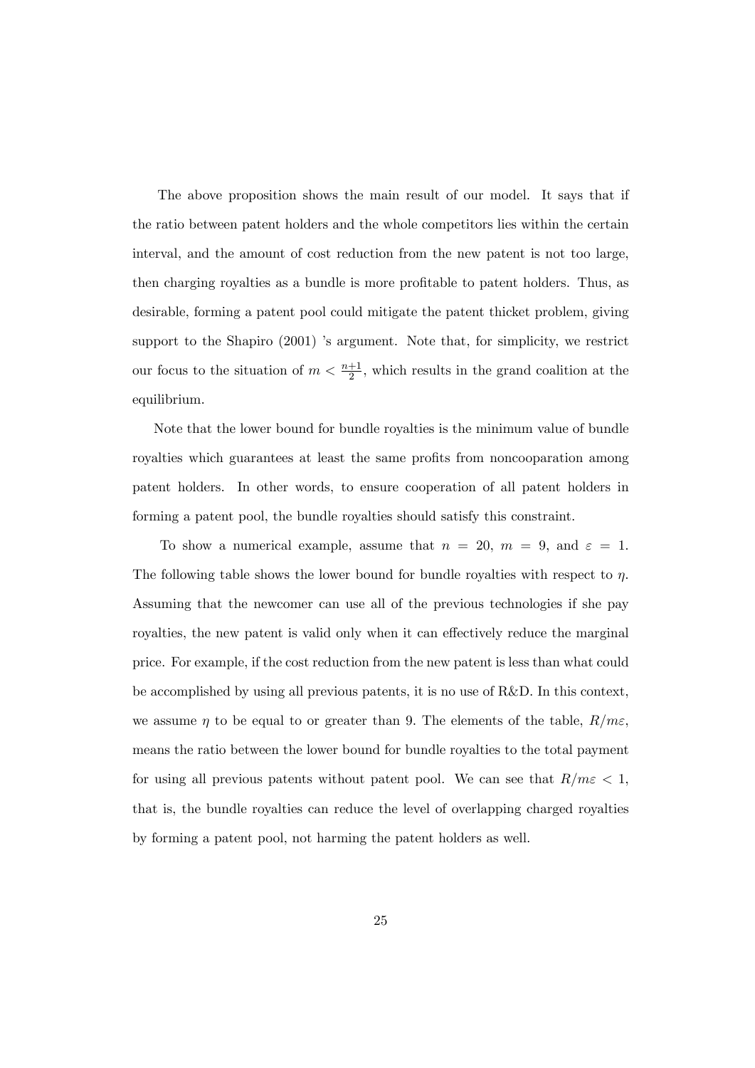The above proposition shows the main result of our model. It says that if the ratio between patent holders and the whole competitors lies within the certain interval, and the amount of cost reduction from the new patent is not too large, then charging royalties as a bundle is more profitable to patent holders. Thus, as desirable, forming a patent pool could mitigate the patent thicket problem, giving support to the Shapiro (2001) 's argument. Note that, for simplicity, we restrict our focus to the situation of $m < \frac{n+1}{2}$, which results in the grand coalition at the equilibrium.

Note that the lower bound for bundle royalties is the minimum value of bundle royalties which guarantees at least the same profits from noncooparation among patent holders. In other words, to ensure cooperation of all patent holders in forming a patent pool, the bundle royalties should satisfy this constraint.

To show a numerical example, assume that $n = 20$, $m = 9$, and $\varepsilon = 1$. The following table shows the lower bound for bundle royalties with respect to $\eta$. Assuming that the newcomer can use all of the previous technologies if she pay royalties, the new patent is valid only when it can effectively reduce the marginal price. For example, if the cost reduction from the new patent is less than what could be accomplished by using all previous patents, it is no use of R&D. In this context, we assume $\eta$ to be equal to or greater than 9. The elements of the table, $R/m\varepsilon$, means the ratio between the lower bound for bundle royalties to the total payment for using all previous patents without patent pool. We can see that $R/m\varepsilon < 1$, that is, the bundle royalties can reduce the level of overlapping charged royalties by forming a patent pool, not harming the patent holders as well.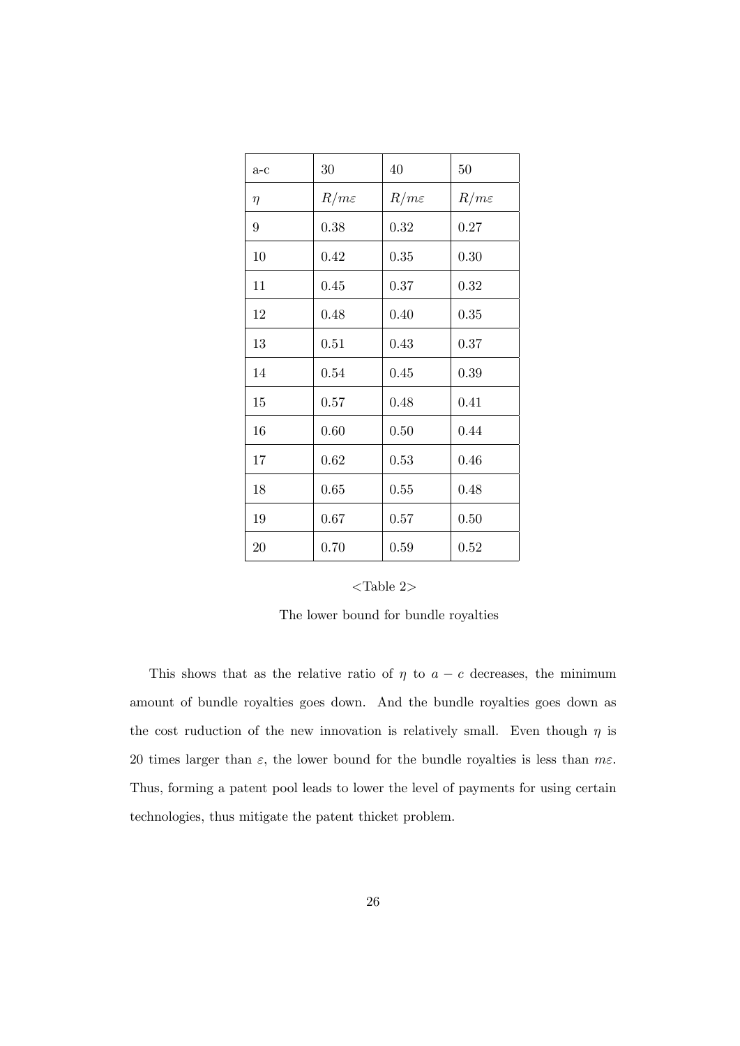| a-c | 30 | 40 | 50 |
|---|---|---|---|
| $\eta$ | $R/m\varepsilon$ | $R/m\varepsilon$ | $R/m\varepsilon$ |
| 9 | 0.38 | 0.32 | 0.27 |
| 10 | 0.42 | 0.35 | 0.30 |
| 11 | 0.45 | 0.37 | 0.32 |
| 12 | 0.48 | 0.40 | 0.35 |
| 13 | 0.51 | 0.43 | 0.37 |
| 14 | 0.54 | 0.45 | 0.39 |
| 15 | 0.57 | 0.48 | 0.41 |
| 16 | 0.60 | 0.50 | 0.44 |
| 17 | 0.62 | 0.53 | 0.46 |
| 18 | 0.65 | 0.55 | 0.48 |
| 19 | 0.67 | 0.57 | 0.50 |
| 20 | 0.70 | 0.59 | 0.52 |

<Table 2>

The lower bound for bundle royalties

This shows that as the relative ratio of $\eta$ to $a - c$ decreases, the minimum amount of bundle royalties goes down. And the bundle royalties goes down as the cost ruduction of the new innovation is relatively small. Even though $\eta$ is 20 times larger than $\varepsilon$, the lower bound for the bundle royalties is less than $m\varepsilon$. Thus, forming a patent pool leads to lower the level of payments for using certain technologies, thus mitigate the patent thicket problem.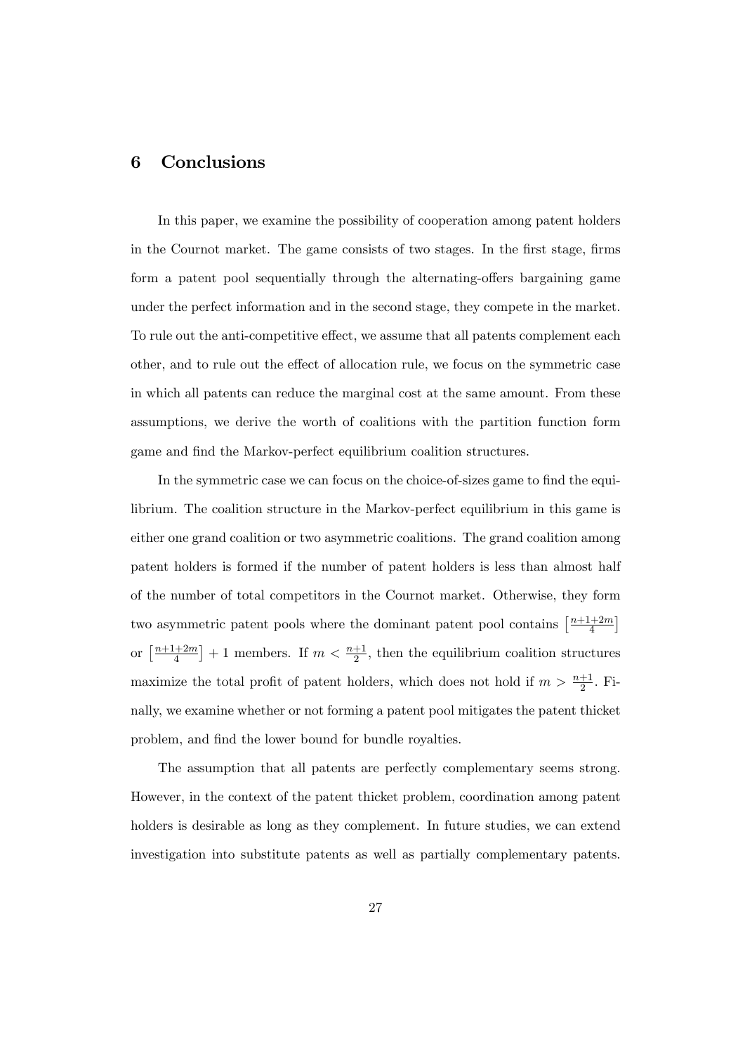## 6 Conclusions

In this paper, we examine the possibility of cooperation among patent holders in the Cournot market. The game consists of two stages. In the first stage, firms form a patent pool sequentially through the alternating-offers bargaining game under the perfect information and in the second stage, they compete in the market. To rule out the anti-competitive effect, we assume that all patents complement each other, and to rule out the effect of allocation rule, we focus on the symmetric case in which all patents can reduce the marginal cost at the same amount. From these assumptions, we derive the worth of coalitions with the partition function form game and find the Markov-perfect equilibrium coalition structures.

In the symmetric case we can focus on the choice-of-sizes game to find the equilibrium. The coalition structure in the Markov-perfect equilibrium in this game is either one grand coalition or two asymmetric coalitions. The grand coalition among patent holders is formed if the number of patent holders is less than almost half of the number of total competitors in the Cournot market. Otherwise, they form two asymmetric patent pools where the dominant patent pool contains $\left[\frac{n+1+2m}{4}\right]$ or $\left[\frac{n+1+2m}{4}\right]+1$ members. If $m < \frac{n+1}{2}$, then the equilibrium coalition structures maximize the total profit of patent holders, which does not hold if $m > \frac{n+1}{2}$. Finally, we examine whether or not forming a patent pool mitigates the patent thicket problem, and find the lower bound for bundle royalties.

The assumption that all patents are perfectly complementary seems strong. However, in the context of the patent thicket problem, coordination among patent holders is desirable as long as they complement. In future studies, we can extend investigation into substitute patents as well as partially complementary patents.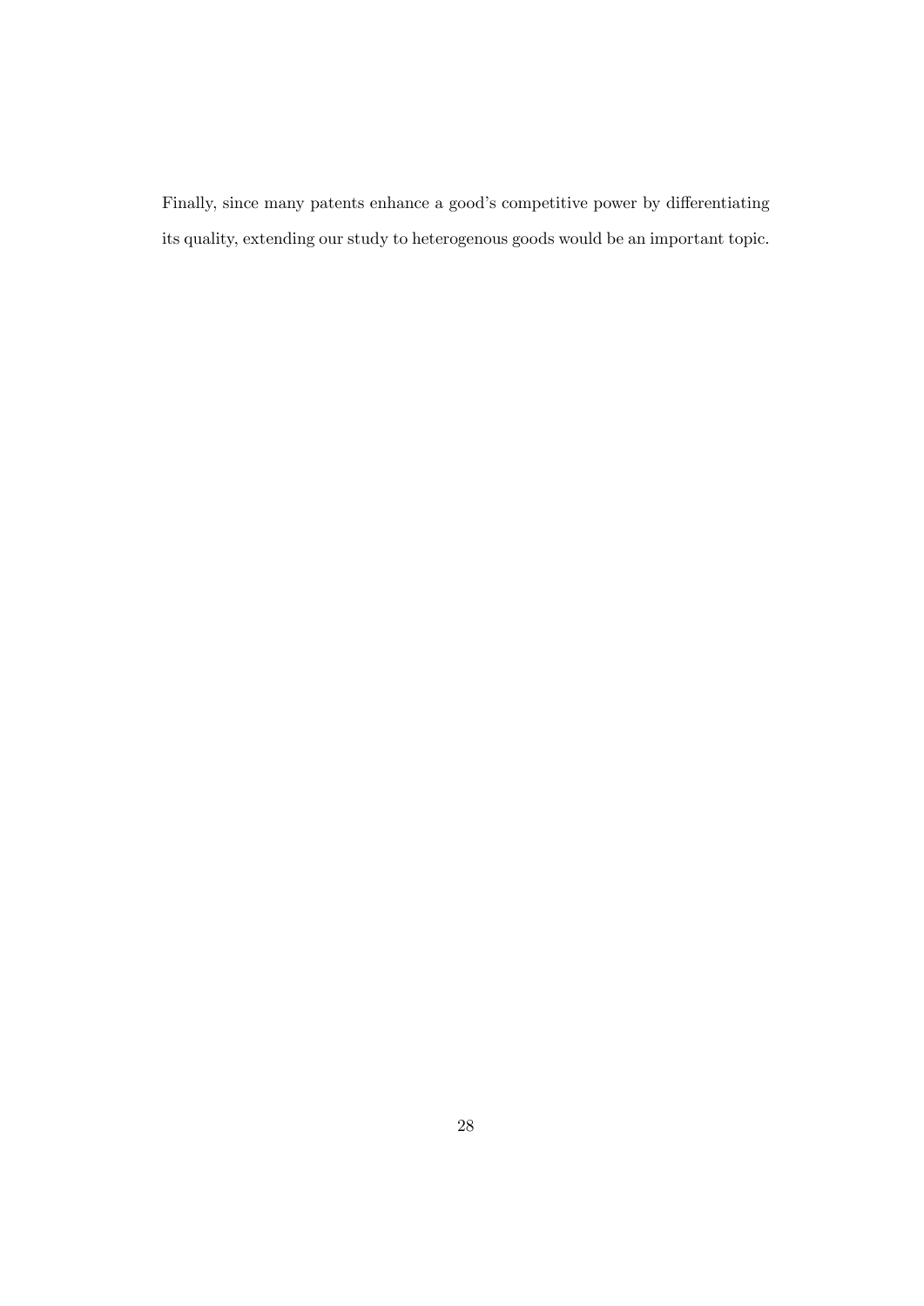Finally, since many patents enhance a good's competitive power by differentiating its quality, extending our study to heterogenous goods would be an important topic.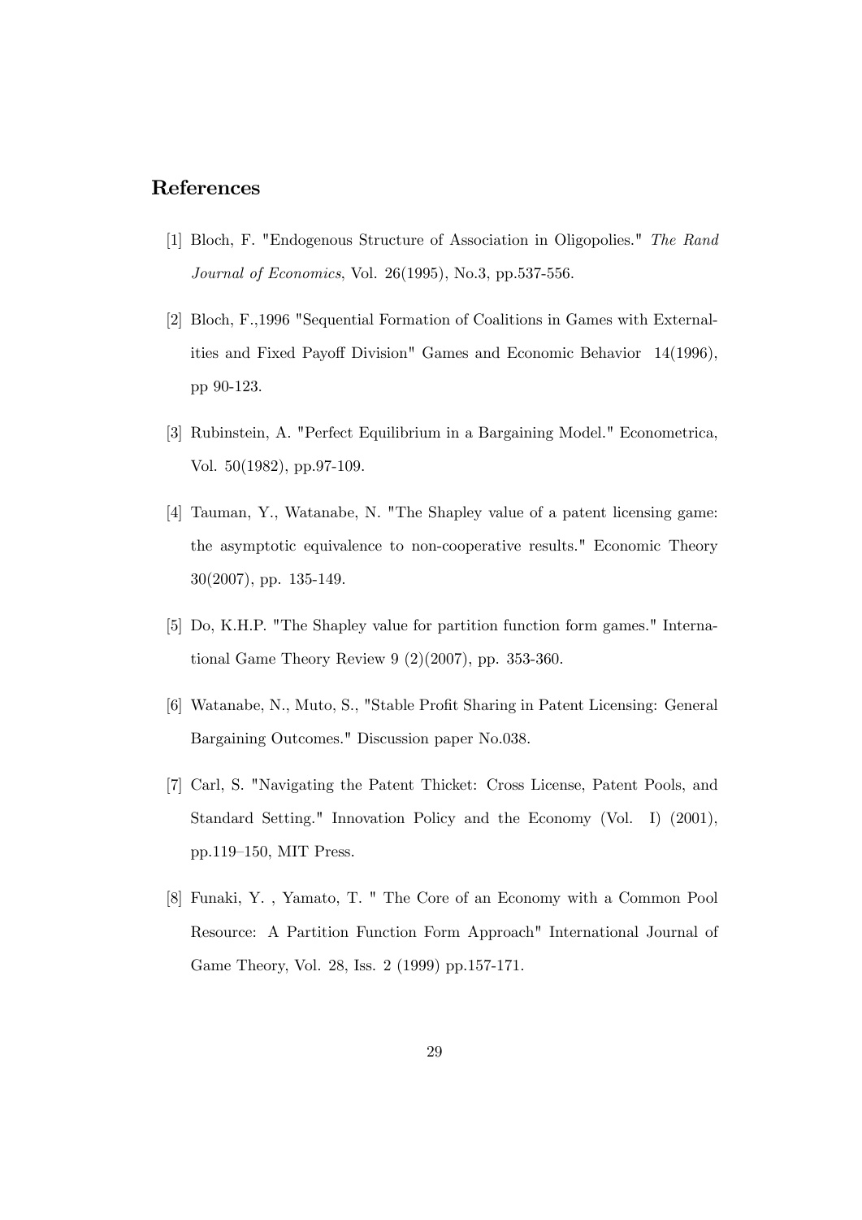## References

[1] Bloch, F. "Endogenous Structure of Association in Oligopolies." *The Rand Journal of Economics*, Vol. 26(1995), No.3, pp.537-556.

[2] Bloch, F.,1996 "Sequential Formation of Coalitions in Games with Externalities and Fixed Payoff Division" Games and Economic Behavior 14(1996), pp 90-123.

[3] Rubinstein, A. "Perfect Equilibrium in a Bargaining Model." Econometrica, Vol. 50(1982), pp.97-109.

[4] Tauman, Y., Watanabe, N. "The Shapley value of a patent licensing game: the asymptotic equivalence to non-cooperative results." Economic Theory 30(2007), pp. 135-149.

[5] Do, K.H.P. "The Shapley value for partition function form games." International Game Theory Review 9 (2)(2007), pp. 353-360.

[6] Watanabe, N., Muto, S., "Stable Profit Sharing in Patent Licensing: General Bargaining Outcomes." Discussion paper No.038.

[7] Carl, S. "Navigating the Patent Thicket: Cross License, Patent Pools, and Standard Setting." Innovation Policy and the Economy (Vol. I) (2001), pp.119–150, MIT Press.

[8] Funaki, Y. , Yamato, T. " The Core of an Economy with a Common Pool Resource: A Partition Function Form Approach" International Journal of Game Theory, Vol. 28, Iss. 2 (1999) pp.157-171.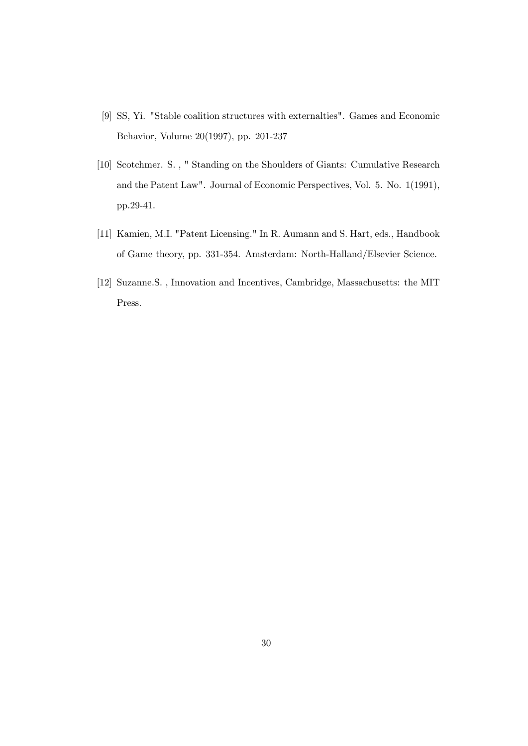[9] SS, Yi. "Stable coalition structures with externalties". Games and Economic Behavior, Volume 20(1997), pp. 201-237

[10] Scotchmer. S. , " Standing on the Shoulders of Giants: Cumulative Research and the Patent Law". Journal of Economic Perspectives, Vol. 5. No. 1(1991), pp.29-41.

[11] Kamien, M.I. "Patent Licensing." In R. Aumann and S. Hart, eds., Handbook of Game theory, pp. 331-354. Amsterdam: North-Halland/Elsevier Science.

[12] Suzanne.S. , Innovation and Incentives, Cambridge, Massachusetts: the MIT Press.